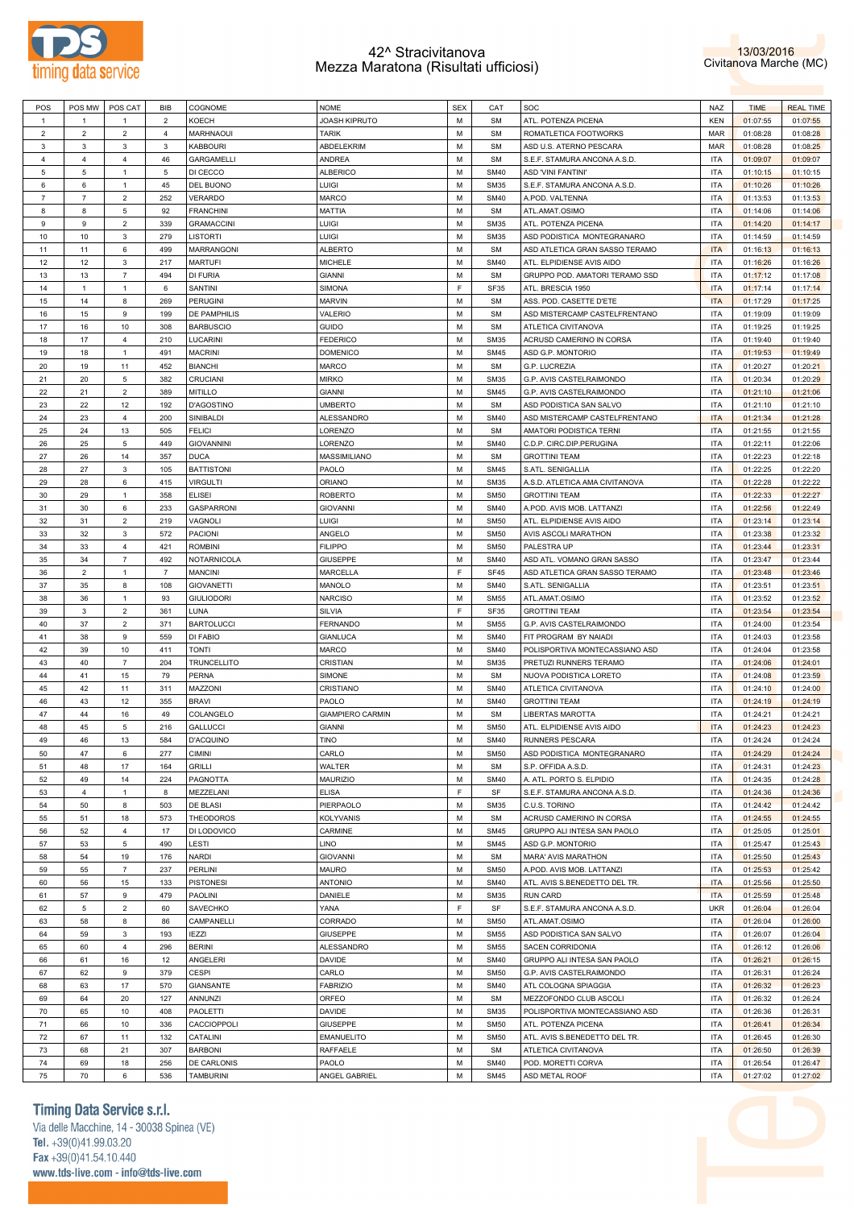# 42^ Stracivitanova
## Mezza Maratona (Risultati ufficiosi)

13/03/2016
Civitanova Marche (MC)

| POS | POS MW | POS CAT | BIB | COGNOME | NOME | SEX | CAT | SOC | NAZ | TIME | REAL TIME |
|---|---|---|---|---|---|---|---|---|---|---|---|
| 1 | 1 | 1 | 2 | KOECH | JOASH KIPRUTO | M | SM | ATL. POTENZA PICENA | KEN | 01:07:55 | 01:07:55 |
| 2 | 2 | 2 | 4 | MARHNAOUI | TARIK | M | SM | ROMATLETICA FOOTWORKS | MAR | 01:08:28 | 01:08:28 |
| 3 | 3 | 3 | 3 | KABBOURI | ABDELEKRIM | M | SM | ASD U.S. ATERNO PESCARA | MAR | 01:08:28 | 01:08:25 |
| 4 | 4 | 4 | 46 | GARGAMELLI | ANDREA | M | SM | S.E.F. STAMURA ANCONA A.S.D. | ITA | 01:09:07 | 01:09:07 |
| 5 | 5 | 1 | 5 | DI CECCO | ALBERICO | M | SM40 | ASD 'VINI FANTINI' | ITA | 01:10:15 | 01:10:15 |
| 6 | 6 | 1 | 45 | DEL BUONO | LUIGI | M | SM35 | S.E.F. STAMURA ANCONA A.S.D. | ITA | 01:10:26 | 01:10:26 |
| 7 | 7 | 2 | 252 | VERARDO | MARCO | M | SM40 | A.POD. VALTENNA | ITA | 01:13:53 | 01:13:53 |
| 8 | 8 | 5 | 92 | FRANCHINI | MATTIA | M | SM | ATL.AMAT.OSIMO | ITA | 01:14:06 | 01:14:06 |
| 9 | 9 | 2 | 339 | GRAMACCINI | LUIGI | M | SM35 | ATL. POTENZA PICENA | ITA | 01:14:20 | 01:14:17 |
| 10 | 10 | 3 | 279 | LISTORTI | LUIGI | M | SM35 | ASD PODISTICA MONTEGRANARO | ITA | 01:14:59 | 01:14:59 |
| 11 | 11 | 6 | 499 | MARRANGONI | ALBERTO | M | SM | ASD ATLETICA GRAN SASSO TERAMO | ITA | 01:16:13 | 01:16:13 |
| 12 | 12 | 3 | 217 | MARTUFI | MICHELE | M | SM40 | ATL. ELPIDIENSE AVIS AIDO | ITA | 01:16:26 | 01:16:26 |
| 13 | 13 | 7 | 494 | DI FURIA | GIANNI | M | SM | GRUPPO POD. AMATORI TERAMO SSD | ITA | 01:17:12 | 01:17:08 |
| 14 | 1 | 1 | 6 | SANTINI | SIMONA | F | SF35 | ATL. BRESCIA 1950 | ITA | 01:17:14 | 01:17:14 |
| 15 | 14 | 8 | 269 | PERUGINI | MARVIN | M | SM | ASS. POD. CASETTE D'ETE | ITA | 01:17:29 | 01:17:25 |
| 16 | 15 | 9 | 199 | DE PAMPHILIS | VALERIO | M | SM | ASD MISTERCAMP CASTELFRENTANO | ITA | 01:19:09 | 01:19:09 |
| 17 | 16 | 10 | 308 | BARBUSCIO | GUIDO | M | SM | ATLETICA CIVITANOVA | ITA | 01:19:25 | 01:19:25 |
| 18 | 17 | 4 | 210 | LUCARINI | FEDERICO | M | SM35 | ACRUSD CAMERINO IN CORSA | ITA | 01:19:40 | 01:19:40 |
| 19 | 18 | 1 | 491 | MACRINI | DOMENICO | M | SM45 | ASD G.P. MONTORIO | ITA | 01:19:53 | 01:19:49 |
| 20 | 19 | 11 | 452 | BIANCHI | MARCO | M | SM | G.P. LUCREZIA | ITA | 01:20:27 | 01:20:21 |
| 21 | 20 | 5 | 382 | CRUCIANI | MIRKO | M | SM35 | G.P. AVIS CASTELRAIMONDO | ITA | 01:20:34 | 01:20:29 |
| 22 | 21 | 2 | 389 | MITILLO | GIANNI | M | SM45 | G.P. AVIS CASTELRAIMONDO | ITA | 01:21:10 | 01:21:06 |
| 23 | 22 | 12 | 192 | D'AGOSTINO | UMBERTO | M | SM | ASD PODISTICA SAN SALVO | ITA | 01:21:10 | 01:21:10 |
| 24 | 23 | 4 | 200 | SINIBALDI | ALESSANDRO | M | SM40 | ASD MISTERCAMP CASTELFRENTANO | ITA | 01:21:34 | 01:21:28 |
| 25 | 24 | 13 | 505 | FELICI | LORENZO | M | SM | AMATORI PODISTICA TERNI | ITA | 01:21:55 | 01:21:55 |
| 26 | 25 | 5 | 449 | GIOVANNINI | LORENZO | M | SM40 | C.D.P. CIRC.DIP.PERUGINA | ITA | 01:22:11 | 01:22:06 |
| 27 | 26 | 14 | 357 | DUCA | MASSIMILIANO | M | SM | GROTTINI TEAM | ITA | 01:22:23 | 01:22:18 |
| 28 | 27 | 3 | 105 | BATTISTONI | PAOLO | M | SM45 | S.ATL. SENIGALLIA | ITA | 01:22:25 | 01:22:20 |
| 29 | 28 | 6 | 415 | VIRGULTI | ORIANO | M | SM35 | A.S.D. ATLETICA AMA CIVITANOVA | ITA | 01:22:28 | 01:22:22 |
| 30 | 29 | 1 | 358 | ELISEI | ROBERTO | M | SM50 | GROTTINI TEAM | ITA | 01:22:33 | 01:22:27 |
| 31 | 30 | 6 | 233 | GASPARRONI | GIOVANNI | M | SM40 | A.POD. AVIS MOB. LATTANZI | ITA | 01:22:56 | 01:22:49 |
| 32 | 31 | 2 | 219 | VAGNOLI | LUIGI | M | SM50 | ATL. ELPIDIENSE AVIS AIDO | ITA | 01:23:14 | 01:23:14 |
| 33 | 32 | 3 | 572 | PACIONI | ANGELO | M | SM50 | AVIS ASCOLI MARATHON | ITA | 01:23:38 | 01:23:32 |
| 34 | 33 | 4 | 421 | ROMBINI | FILIPPO | M | SM50 | PALESTRA UP | ITA | 01:23:44 | 01:23:31 |
| 35 | 34 | 7 | 492 | NOTARNICOLA | GIUSEPPE | M | SM40 | ASD ATL. VOMANO GRAN SASSO | ITA | 01:23:47 | 01:23:44 |
| 36 | 2 | 1 | 7 | MANCINI | MARCELLA | F | SF45 | ASD ATLETICA GRAN SASSO TERAMO | ITA | 01:23:48 | 01:23:46 |
| 37 | 35 | 8 | 108 | GIOVANETTI | MANOLO | M | SM40 | S.ATL. SENIGALLIA | ITA | 01:23:51 | 01:23:51 |
| 38 | 36 | 1 | 93 | GIULIODORI | NARCISO | M | SM55 | ATL.AMAT.OSIMO | ITA | 01:23:52 | 01:23:52 |
| 39 | 3 | 2 | 361 | LUNA | SILVIA | F | SF35 | GROTTINI TEAM | ITA | 01:23:54 | 01:23:54 |
| 40 | 37 | 2 | 371 | BARTOLUCCI | FERNANDO | M | SM55 | G.P. AVIS CASTELRAIMONDO | ITA | 01:24:00 | 01:23:54 |
| 41 | 38 | 9 | 559 | DI FABIO | GIANLUCA | M | SM40 | FIT PROGRAM BY NAIADI | ITA | 01:24:03 | 01:23:58 |
| 42 | 39 | 10 | 411 | TONTI | MARCO | M | SM40 | POLISPORTIVA MONTECASSIANO ASD | ITA | 01:24:04 | 01:23:58 |
| 43 | 40 | 7 | 204 | TRUNCELLITO | CRISTIAN | M | SM35 | PRETUZI RUNNERS TERAMO | ITA | 01:24:06 | 01:24:01 |
| 44 | 41 | 15 | 79 | PERNA | SIMONE | M | SM | NUOVA PODISTICA LORETO | ITA | 01:24:08 | 01:23:59 |
| 45 | 42 | 11 | 311 | MAZZONI | CRISTIANO | M | SM40 | ATLETICA CIVITANOVA | ITA | 01:24:10 | 01:24:00 |
| 46 | 43 | 12 | 355 | BRAVI | PAOLO | M | SM40 | GROTTINI TEAM | ITA | 01:24:19 | 01:24:19 |
| 47 | 44 | 16 | 49 | COLANGELO | GIAMPIERO CARMIN | M | SM | LIBERTAS MAROTTA | ITA | 01:24:21 | 01:24:21 |
| 48 | 45 | 5 | 216 | GALLUCCI | GIANNI | M | SM50 | ATL. ELPIDIENSE AVIS AIDO | ITA | 01:24:23 | 01:24:23 |
| 49 | 46 | 13 | 584 | D'ACQUINO | TINO | M | SM40 | RUNNERS PESCARA | ITA | 01:24:24 | 01:24:24 |
| 50 | 47 | 6 | 277 | CIMINI | CARLO | M | SM50 | ASD PODISTICA MONTEGRANARO | ITA | 01:24:29 | 01:24:24 |
| 51 | 48 | 17 | 164 | GRILLI | WALTER | M | SM | S.P. OFFIDA A.S.D. | ITA | 01:24:31 | 01:24:23 |
| 52 | 49 | 14 | 224 | PAGNOTTA | MAURIZIO | M | SM40 | A. ATL. PORTO S. ELPIDIO | ITA | 01:24:35 | 01:24:28 |
| 53 | 4 | 1 | 8 | MEZZELANI | ELISA | F | SF | S.E.F. STAMURA ANCONA A.S.D. | ITA | 01:24:36 | 01:24:36 |
| 54 | 50 | 8 | 503 | DE BLASI | PIERPAOLO | M | SM35 | C.U.S. TORINO | ITA | 01:24:42 | 01:24:42 |
| 55 | 51 | 18 | 573 | THEODOROS | KOLYVANIS | M | SM | ACRUSD CAMERINO IN CORSA | ITA | 01:24:55 | 01:24:55 |
| 56 | 52 | 4 | 17 | DI LODOVICO | CARMINE | M | SM45 | GRUPPO ALI INTESA SAN PAOLO | ITA | 01:25:05 | 01:25:01 |
| 57 | 53 | 5 | 490 | LESTI | LINO | M | SM45 | ASD G.P. MONTORIO | ITA | 01:25:47 | 01:25:43 |
| 58 | 54 | 19 | 176 | NARDI | GIOVANNI | M | SM | MARA' AVIS MARATHON | ITA | 01:25:50 | 01:25:43 |
| 59 | 55 | 7 | 237 | PERLINI | MAURO | M | SM50 | A.POD. AVIS MOB. LATTANZI | ITA | 01:25:53 | 01:25:42 |
| 60 | 56 | 15 | 133 | PISTONESI | ANTONIO | M | SM40 | ATL. AVIS S.BENEDETTO DEL TR. | ITA | 01:25:56 | 01:25:50 |
| 61 | 57 | 9 | 479 | PAOLINI | DANIELE | M | SM35 | RUN CARD | ITA | 01:25:59 | 01:25:48 |
| 62 | 5 | 2 | 60 | SAVECHKO | YANA | F | SF | S.E.F. STAMURA ANCONA A.S.D. | UKR | 01:26:04 | 01:26:04 |
| 63 | 58 | 8 | 86 | CAMPANELLI | CORRADO | M | SM50 | ATL.AMAT.OSIMO | ITA | 01:26:04 | 01:26:00 |
| 64 | 59 | 3 | 193 | IEZZI | GIUSEPPE | M | SM55 | ASD PODISTICA SAN SALVO | ITA | 01:26:07 | 01:26:04 |
| 65 | 60 | 4 | 296 | BERINI | ALESSANDRO | M | SM55 | SACEN CORRIDONIA | ITA | 01:26:12 | 01:26:06 |
| 66 | 61 | 16 | 12 | ANGELERI | DAVIDE | M | SM40 | GRUPPO ALI INTESA SAN PAOLO | ITA | 01:26:21 | 01:26:15 |
| 67 | 62 | 9 | 379 | CESPI | CARLO | M | SM50 | G.P. AVIS CASTELRAIMONDO | ITA | 01:26:31 | 01:26:24 |
| 68 | 63 | 17 | 570 | GIANSANTE | FABRIZIO | M | SM40 | ATL COLOGNA SPIAGGIA | ITA | 01:26:32 | 01:26:23 |
| 69 | 64 | 20 | 127 | ANNUNZI | ORFEO | M | SM | MEZZOFONDO CLUB ASCOLI | ITA | 01:26:32 | 01:26:24 |
| 70 | 65 | 10 | 408 | PAOLETTI | DAVIDE | M | SM35 | POLISPORTIVA MONTECASSIANO ASD | ITA | 01:26:36 | 01:26:31 |
| 71 | 66 | 10 | 336 | CACCIOPPOLI | GIUSEPPE | M | SM50 | ATL. POTENZA PICENA | ITA | 01:26:41 | 01:26:34 |
| 72 | 67 | 11 | 132 | CATALINI | EMANUELITO | M | SM50 | ATL. AVIS S.BENEDETTO DEL TR. | ITA | 01:26:45 | 01:26:30 |
| 73 | 68 | 21 | 307 | BARBONI | RAFFAELE | M | SM | ATLETICA CIVITANOVA | ITA | 01:26:50 | 01:26:39 |
| 74 | 69 | 18 | 256 | DE CARLONIS | PAOLO | M | SM40 | POD. MORETTI CORVA | ITA | 01:26:54 | 01:26:47 |
| 75 | 70 | 6 | 536 | TAMBURINI | ANGEL GABRIEL | M | SM45 | ASD METAL ROOF | ITA | 01:27:02 | 01:27:02 |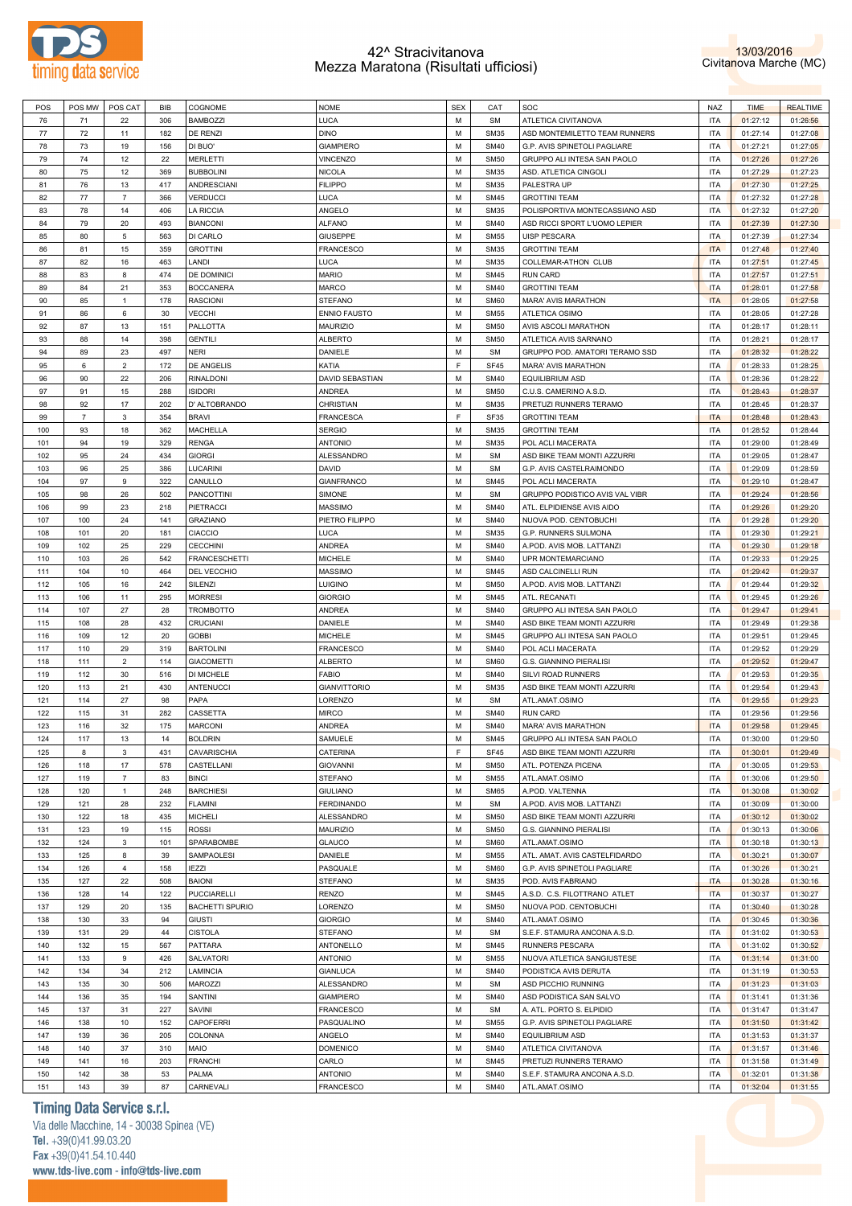# 42^ Stracivitanova
## Mezza Maratona (Risultati ufficiosi)

13/03/2016
Civitanova Marche (MC)

| POS | POS MW | POS CAT | BIB | COGNOME | NOME | SEX | CAT | SOC | NAZ | TIME | REALTIME |
|---|---|---|---|---|---|---|---|---|---|---|---|
| 76 | 71 | 22 | 306 | BAMBOZZI | LUCA | M | SM | ATLETICA CIVITANOVA | ITA | 01:27:12 | 01:26:56 |
| 77 | 72 | 11 | 182 | DE RENZI | DINO | M | SM35 | ASD MONTEMILETTO TEAM RUNNERS | ITA | 01:27:14 | 01:27:08 |
| 78 | 73 | 19 | 156 | DI BUO' | GIAMPIERO | M | SM40 | G.P. AVIS SPINETOLI PAGLIARE | ITA | 01:27:21 | 01:27:05 |
| 79 | 74 | 12 | 22 | MERLETTI | VINCENZO | M | SM50 | GRUPPO ALI INTESA SAN PAOLO | ITA | 01:27:26 | 01:27:26 |
| 80 | 75 | 12 | 369 | BUBBOLINI | NICOLA | M | SM35 | ASD. ATLETICA CINGOLI | ITA | 01:27:29 | 01:27:23 |
| 81 | 76 | 13 | 417 | ANDRESCIANI | FILIPPO | M | SM35 | PALESTRA UP | ITA | 01:27:30 | 01:27:25 |
| 82 | 77 | 7 | 366 | VERDUCCI | LUCA | M | SM45 | GROTTINI TEAM | ITA | 01:27:32 | 01:27:28 |
| 83 | 78 | 14 | 406 | LA RICCIA | ANGELO | M | SM35 | POLISPORTIVA MONTECASSIANO ASD | ITA | 01:27:32 | 01:27:20 |
| 84 | 79 | 20 | 493 | BIANCONI | ALFANO | M | SM40 | ASD RICCI SPORT L'UOMO LEPIER | ITA | 01:27:39 | 01:27:30 |
| 85 | 80 | 5 | 563 | DI CARLO | GIUSEPPE | M | SM55 | UISP PESCARA | ITA | 01:27:39 | 01:27:34 |
| 86 | 81 | 15 | 359 | GROTTINI | FRANCESCO | M | SM35 | GROTTINI TEAM | ITA | 01:27:48 | 01:27:40 |
| 87 | 82 | 16 | 463 | LANDI | LUCA | M | SM35 | COLLEMAR-ATHON CLUB | ITA | 01:27:51 | 01:27:45 |
| 88 | 83 | 8 | 474 | DE DOMINICI | MARIO | M | SM45 | RUN CARD | ITA | 01:27:57 | 01:27:51 |
| 89 | 84 | 21 | 353 | BOCCANERA | MARCO | M | SM40 | GROTTINI TEAM | ITA | 01:28:01 | 01:27:58 |
| 90 | 85 | 1 | 178 | RASCIONI | STEFANO | M | SM60 | MARA' AVIS MARATHON | ITA | 01:28:05 | 01:27:58 |
| 91 | 86 | 6 | 30 | VECCHI | ENNIO FAUSTO | M | SM55 | ATLETICA OSIMO | ITA | 01:28:05 | 01:27:28 |
| 92 | 87 | 13 | 151 | PALLOTTA | MAURIZIO | M | SM50 | AVIS ASCOLI MARATHON | ITA | 01:28:17 | 01:28:11 |
| 93 | 88 | 14 | 398 | GENTILI | ALBERTO | M | SM50 | ATLETICA AVIS SARNANO | ITA | 01:28:21 | 01:28:17 |
| 94 | 89 | 23 | 497 | NERI | DANIELE | M | SM | GRUPPO POD. AMATORI TERAMO SSD | ITA | 01:28:32 | 01:28:22 |
| 95 | 6 | 2 | 172 | DE ANGELIS | KATIA | F | SF45 | MARA' AVIS MARATHON | ITA | 01:28:33 | 01:28:25 |
| 96 | 90 | 22 | 206 | RINALDONI | DAVID SEBASTIAN | M | SM40 | EQUILIBRIUM ASD | ITA | 01:28:36 | 01:28:22 |
| 97 | 91 | 15 | 288 | ISIDORI | ANDREA | M | SM50 | C.U.S. CAMERINO A.S.D. | ITA | 01:28:43 | 01:28:37 |
| 98 | 92 | 17 | 202 | D' ALTOBRANDO | CHRISTIAN | M | SM35 | PRETUZI RUNNERS TERAMO | ITA | 01:28:45 | 01:28:37 |
| 99 | 7 | 3 | 354 | BRAVI | FRANCESCA | F | SF35 | GROTTINI TEAM | ITA | 01:28:48 | 01:28:43 |
| 100 | 93 | 18 | 362 | MACHELLA | SERGIO | M | SM35 | GROTTINI TEAM | ITA | 01:28:52 | 01:28:44 |
| 101 | 94 | 19 | 329 | RENGA | ANTONIO | M | SM35 | POL ACLI MACERATA | ITA | 01:29:00 | 01:28:49 |
| 102 | 95 | 24 | 434 | GIORGI | ALESSANDRO | M | SM | ASD BIKE TEAM MONTI AZZURRI | ITA | 01:29:05 | 01:28:47 |
| 103 | 96 | 25 | 386 | LUCARINI | DAVID | M | SM | G.P. AVIS CASTELRAIMONDO | ITA | 01:29:09 | 01:28:59 |
| 104 | 97 | 9 | 322 | CANULLO | GIANFRANCO | M | SM45 | POL ACLI MACERATA | ITA | 01:29:10 | 01:28:47 |
| 105 | 98 | 26 | 502 | PANCOTTINI | SIMONE | M | SM | GRUPPO PODISTICO AVIS VAL VIBR | ITA | 01:29:24 | 01:28:56 |
| 106 | 99 | 23 | 218 | PIETRACCI | MASSIMO | M | SM40 | ATL. ELPIDIENSE AVIS AIDO | ITA | 01:29:26 | 01:29:20 |
| 107 | 100 | 24 | 141 | GRAZIANO | PIETRO FILIPPO | M | SM40 | NUOVA POD. CENTOBUCHI | ITA | 01:29:28 | 01:29:20 |
| 108 | 101 | 20 | 181 | CIACCIO | LUCA | M | SM35 | G.P. RUNNERS SULMONA | ITA | 01:29:30 | 01:29:21 |
| 109 | 102 | 25 | 229 | CECCHINI | ANDREA | M | SM40 | A.POD. AVIS MOB. LATTANZI | ITA | 01:29:30 | 01:29:18 |
| 110 | 103 | 26 | 542 | FRANCESCHETTI | MICHELE | M | SM40 | UPR MONTEMARCIANO | ITA | 01:29:33 | 01:29:25 |
| 111 | 104 | 10 | 464 | DEL VECCHIO | MASSIMO | M | SM45 | ASD CALCINELLI RUN | ITA | 01:29:42 | 01:29:37 |
| 112 | 105 | 16 | 242 | SILENZI | LUIGINO | M | SM50 | A.POD. AVIS MOB. LATTANZI | ITA | 01:29:44 | 01:29:32 |
| 113 | 106 | 11 | 295 | MORRESI | GIORGIO | M | SM45 | ATL. RECANATI | ITA | 01:29:45 | 01:29:26 |
| 114 | 107 | 27 | 28 | TROMBOTTO | ANDREA | M | SM40 | GRUPPO ALI INTESA SAN PAOLO | ITA | 01:29:47 | 01:29:41 |
| 115 | 108 | 28 | 432 | CRUCIANI | DANIELE | M | SM40 | ASD BIKE TEAM MONTI AZZURRI | ITA | 01:29:49 | 01:29:38 |
| 116 | 109 | 12 | 20 | GOBBI | MICHELE | M | SM45 | GRUPPO ALI INTESA SAN PAOLO | ITA | 01:29:51 | 01:29:45 |
| 117 | 110 | 29 | 319 | BARTOLINI | FRANCESCO | M | SM40 | POL ACLI MACERATA | ITA | 01:29:52 | 01:29:29 |
| 118 | 111 | 2 | 114 | GIACOMETTI | ALBERTO | M | SM60 | G.S. GIANNINO PIERALISI | ITA | 01:29:52 | 01:29:47 |
| 119 | 112 | 30 | 516 | DI MICHELE | FABIO | M | SM40 | SILVI ROAD RUNNERS | ITA | 01:29:53 | 01:29:35 |
| 120 | 113 | 21 | 430 | ANTENUCCI | GIANVITTORIO | M | SM35 | ASD BIKE TEAM MONTI AZZURRI | ITA | 01:29:54 | 01:29:43 |
| 121 | 114 | 27 | 98 | PAPA | LORENZO | M | SM | ATL.AMAT.OSIMO | ITA | 01:29:55 | 01:29:23 |
| 122 | 115 | 31 | 282 | CASSETTA | MIRCO | M | SM40 | RUN CARD | ITA | 01:29:56 | 01:29:56 |
| 123 | 116 | 32 | 175 | MARCONI | ANDREA | M | SM40 | MARA' AVIS MARATHON | ITA | 01:29:58 | 01:29:45 |
| 124 | 117 | 13 | 14 | BOLDRIN | SAMUELE | M | SM45 | GRUPPO ALI INTESA SAN PAOLO | ITA | 01:30:00 | 01:29:50 |
| 125 | 8 | 3 | 431 | CAVARISCHIA | CATERINA | F | SF45 | ASD BIKE TEAM MONTI AZZURRI | ITA | 01:30:01 | 01:29:49 |
| 126 | 118 | 17 | 578 | CASTELLANI | GIOVANNI | M | SM50 | ATL. POTENZA PICENA | ITA | 01:30:05 | 01:29:53 |
| 127 | 119 | 7 | 83 | BINCI | STEFANO | M | SM55 | ATL.AMAT.OSIMO | ITA | 01:30:06 | 01:29:50 |
| 128 | 120 | 1 | 248 | BARCHIESI | GIULIANO | M | SM65 | A.POD. VALTENSA | ITA | 01:30:08 | 01:30:02 |
| 129 | 121 | 28 | 232 | FLAMINI | FERDINANDO | M | SM | A.POD. AVIS MOB. LATTANZI | ITA | 01:30:09 | 01:30:00 |
| 130 | 122 | 18 | 435 | MICHELI | ALESSANDRO | M | SM50 | ASD BIKE TEAM MONTI AZZURRI | ITA | 01:30:12 | 01:30:02 |
| 131 | 123 | 19 | 115 | ROSSI | MAURIZIO | M | SM50 | G.S. GIANNINO PIERALISI | ITA | 01:30:13 | 01:30:06 |
| 132 | 124 | 3 | 101 | SPARABOMBE | GLAUCO | M | SM60 | ATL.AMAT.OSIMO | ITA | 01:30:18 | 01:30:13 |
| 133 | 125 | 8 | 39 | SAMPAOLESI | DANIELE | M | SM55 | ATL. AMAT. AVIS CASTELFIDARDO | ITA | 01:30:21 | 01:30:07 |
| 134 | 126 | 4 | 158 | IEZZI | PASQUALE | M | SM60 | G.P. AVIS SPINETOLI PAGLIARE | ITA | 01:30:26 | 01:30:21 |
| 135 | 127 | 22 | 508 | BAIONI | STEFANO | M | SM35 | POD. AVIS FABRIANO | ITA | 01:30:28 | 01:30:16 |
| 136 | 128 | 14 | 122 | PUCCIARELLI | RENZO | M | SM45 | A.S.D. C.S. FILOTTRANO ATLET | ITA | 01:30:37 | 01:30:27 |
| 137 | 129 | 20 | 135 | BACHETTI SPURIO | LORENZO | M | SM50 | NUOVA POD. CENTOBUCHI | ITA | 01:30:40 | 01:30:28 |
| 138 | 130 | 33 | 94 | GIUSTI | GIORGIO | M | SM40 | ATL.AMAT.OSIMO | ITA | 01:30:45 | 01:30:36 |
| 139 | 131 | 29 | 44 | CISTOLA | STEFANO | M | SM | S.E.F. STAMURA ANCONA A.S.D. | ITA | 01:31:02 | 01:30:53 |
| 140 | 132 | 15 | 567 | PATTARA | ANTONELLO | M | SM45 | RUNNERS PESCARA | ITA | 01:31:02 | 01:30:52 |
| 141 | 133 | 9 | 426 | SALVATORI | ANTONIO | M | SM55 | NUOVA ATLETICA SANGIUSTESE | ITA | 01:31:14 | 01:31:00 |
| 142 | 134 | 34 | 212 | LAMINCIA | GIANLUCA | M | SM40 | PODISTICA AVIS DERUTA | ITA | 01:31:19 | 01:30:53 |
| 143 | 135 | 30 | 506 | MAROZZI | ALESSANDRO | M | SM | ASD PICCHIO RUNNING | ITA | 01:31:23 | 01:31:03 |
| 144 | 136 | 35 | 194 | SANTINI | GIAMPIERO | M | SM40 | ASD PODISTICA SAN SALVO | ITA | 01:31:41 | 01:31:36 |
| 145 | 137 | 31 | 227 | SAVINI | FRANCESCO | M | SM | A. ATL. PORTO S. ELPIDIO | ITA | 01:31:47 | 01:31:47 |
| 146 | 138 | 10 | 152 | CAPOFERRI | PASQUALINO | M | SM55 | G.P. AVIS SPINETOLI PAGLIARE | ITA | 01:31:50 | 01:31:42 |
| 147 | 139 | 36 | 205 | COLONNA | ANGELO | M | SM40 | EQUILIBRIUM ASD | ITA | 01:31:53 | 01:31:37 |
| 148 | 140 | 37 | 310 | MAIO | DOMENICO | M | SM40 | ATLETICA CIVITANOVA | ITA | 01:31:57 | 01:31:46 |
| 149 | 141 | 16 | 203 | FRANCHI | CARLO | M | SM45 | PRETUZI RUNNERS TERAMO | ITA | 01:31:58 | 01:31:49 |
| 150 | 142 | 38 | 53 | PALMA | ANTONIO | M | SM40 | S.E.F. STAMURA ANCONA A.S.D. | ITA | 01:32:01 | 01:31:38 |
| 151 | 143 | 39 | 87 | CARNEVALI | FRANCESCO | M | SM40 | ATL.AMAT.OSIMO | ITA | 01:32:04 | 01:31:55 |

**Timing Data Service s.r.l.**
Via delle Macchine, 14 - 30038 Spinea (VE)
Tel. +39(0)41.99.03.20
Fax +39(0)41.54.10.440
www.tds-live.com - info@tds-live.com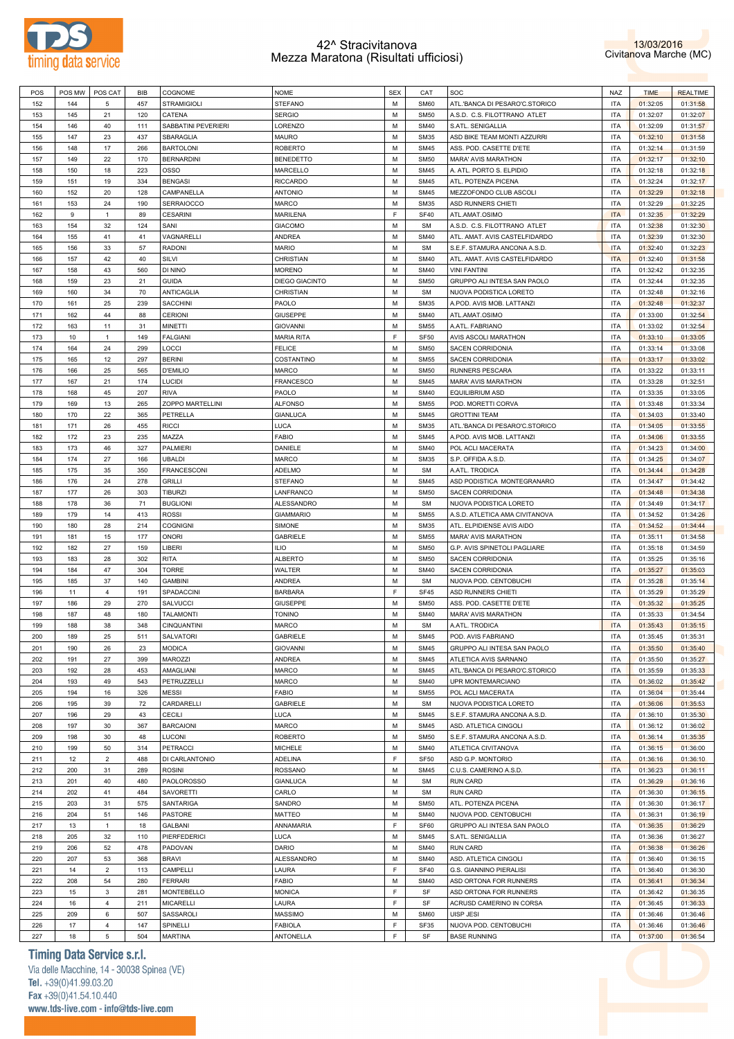# 42^ Stracivitanova
## Mezza Maratona (Risultati ufficiosi)

13/03/2016
Civitanova Marche (MC)

| POS | POS MW | POS CAT | BIB | COGNOME | NOME | SEX | CAT | SOC | NAZ | TIME | REALTIME |
|---|---|---|---|---|---|---|---|---|---|---|---|
| 152 | 144 | 5 | 457 | STRAMIGIOLI | STEFANO | M | SM60 | ATL.'BANCA DI PESARO'C.STORICO | ITA | 01:32:05 | 01:31:58 |
| 153 | 145 | 21 | 120 | CATENA | SERGIO | M | SM50 | A.S.D. C.S. FILOTTRANO ATLET | ITA | 01:32:07 | 01:32:07 |
| 154 | 146 | 40 | 111 | SABBATINI PEVERIERI | LORENZO | M | SM40 | S.ATL. SENIGALLIA | ITA | 01:32:09 | 01:31:57 |
| 155 | 147 | 23 | 437 | SBARAGLIA | MAURO | M | SM35 | ASD BIKE TEAM MONTI AZZURRI | ITA | 01:32:10 | 01:31:58 |
| 156 | 148 | 17 | 266 | BARTOLONI | ROBERTO | M | SM45 | ASS. POD. CASETTE D'ETE | ITA | 01:32:14 | 01:31:59 |
| 157 | 149 | 22 | 170 | BERNARDINI | BENEDETTO | M | SM50 | MARA' AVIS MARATHON | ITA | 01:32:17 | 01:32:10 |
| 158 | 150 | 18 | 223 | OSSO | MARCELLO | M | SM45 | A. ATL. PORTO S. ELPIDIO | ITA | 01:32:18 | 01:32:18 |
| 159 | 151 | 19 | 334 | BENGASI | RICCARDO | M | SM45 | ATL. POTENZA PICENA | ITA | 01:32:24 | 01:32:17 |
| 160 | 152 | 20 | 128 | CAMPANELLA | ANTONIO | M | SM45 | MEZZOFONDO CLUB ASCOLI | ITA | 01:32:29 | 01:32:18 |
| 161 | 153 | 24 | 190 | SERRAIOCCO | MARCO | M | SM35 | ASD RUNNERS CHIETI | ITA | 01:32:29 | 01:32:25 |
| 162 | 9 | 1 | 89 | CESARINI | MARILENA | F | SF40 | ATL.AMAT.OSIMO | ITA | 01:32:35 | 01:32:29 |
| 163 | 154 | 32 | 124 | SANI | GIACOMO | M | SM | A.S.D. C.S. FILOTTRANO ATLET | ITA | 01:32:38 | 01:32:30 |
| 164 | 155 | 41 | 41 | VAGNARELLI | ANDREA | M | SM40 | ATL. AMAT. AVIS CASTELFIDARDO | ITA | 01:32:39 | 01:32:30 |
| 165 | 156 | 33 | 57 | RADONI | MARIO | M | SM | S.E.F. STAMURA ANCONA A.S.D. | ITA | 01:32:40 | 01:32:23 |
| 166 | 157 | 42 | 40 | SILVI | CHRISTIAN | M | SM40 | ATL. AMAT. AVIS CASTELFIDARDO | ITA | 01:32:40 | 01:31:58 |
| 167 | 158 | 43 | 560 | DI NINO | MORENO | M | SM40 | VINI FANTINI | ITA | 01:32:42 | 01:32:35 |
| 168 | 159 | 23 | 21 | GUIDA | DIEGO GIACINTO | M | SM50 | GRUPPO ALI INTESA SAN PAOLO | ITA | 01:32:44 | 01:32:35 |
| 169 | 160 | 34 | 70 | ANTICAGLIA | CHRISTIAN | M | SM | NUOVA PODISTICA LORETO | ITA | 01:32:48 | 01:32:16 |
| 170 | 161 | 25 | 239 | SACCHINI | PAOLO | M | SM35 | A.POD. AVIS MOB. LATTANZI | ITA | 01:32:48 | 01:32:37 |
| 171 | 162 | 44 | 88 | CERIONI | GIUSEPPE | M | SM40 | ATL.AMAT.OSIMO | ITA | 01:33:00 | 01:32:54 |
| 172 | 163 | 11 | 31 | MINETTI | GIOVANNI | M | SM55 | A.ATL. FABRIANO | ITA | 01:33:02 | 01:32:54 |
| 173 | 10 | 1 | 149 | FALGIANI | MARIA RITA | F | SF50 | AVIS ASCOLI MARATHON | ITA | 01:33:10 | 01:33:05 |
| 174 | 164 | 24 | 299 | LOCCI | FELICE | M | SM50 | SACEN CORRIDONIA | ITA | 01:33:14 | 01:33:08 |
| 175 | 165 | 12 | 297 | BERINI | COSTANTINO | M | SM55 | SACEN CORRIDONIA | ITA | 01:33:17 | 01:33:02 |
| 176 | 166 | 25 | 565 | D'EMILIO | MARCO | M | SM50 | RUNNERS PESCARA | ITA | 01:33:22 | 01:33:11 |
| 177 | 167 | 21 | 174 | LUCIDI | FRANCESCO | M | SM45 | MARA' AVIS MARATHON | ITA | 01:33:28 | 01:32:51 |
| 178 | 168 | 45 | 207 | RIVA | PAOLO | M | SM40 | EQUILIBRIUM ASD | ITA | 01:33:35 | 01:33:05 |
| 179 | 169 | 13 | 265 | ZOPPO MARTELLINI | ALFONSO | M | SM55 | POD. MORETTI CORVA | ITA | 01:33:48 | 01:33:34 |
| 180 | 170 | 22 | 365 | PETRELLA | GIANLUCA | M | SM45 | GROTTINI TEAM | ITA | 01:34:03 | 01:33:40 |
| 181 | 171 | 26 | 455 | RICCI | LUCA | M | SM35 | ATL.'BANCA DI PESARO'C.STORICO | ITA | 01:34:05 | 01:33:55 |
| 182 | 172 | 23 | 235 | MAZZA | FABIO | M | SM45 | A.POD. AVIS MOB. LATTANZI | ITA | 01:34:06 | 01:33:55 |
| 183 | 173 | 46 | 327 | PALMIERI | DANIELE | M | SM40 | POL ACLI MACERATA | ITA | 01:34:23 | 01:34:00 |
| 184 | 174 | 27 | 166 | UBALDI | MARCO | M | SM35 | S.P. OFFIDA A.S.D. | ITA | 01:34:25 | 01:34:07 |
| 185 | 175 | 35 | 350 | FRANCESCONI | ADELMO | M | SM | A.ATL. TRODICA | ITA | 01:34:44 | 01:34:28 |
| 186 | 176 | 24 | 278 | GRILLI | STEFANO | M | SM45 | ASD PODISTICA MONTEGRANARO | ITA | 01:34:47 | 01:34:42 |
| 187 | 177 | 26 | 303 | TIBURZI | LANFRANCO | M | SM50 | SACEN CORRIDONIA | ITA | 01:34:48 | 01:34:38 |
| 188 | 178 | 36 | 71 | BUGLIONI | ALESSANDRO | M | SM | NUOVA PODISTICA LORETO | ITA | 01:34:49 | 01:34:17 |
| 189 | 179 | 14 | 413 | ROSSI | GIAMMARIO | M | SM55 | A.S.D. ATLETICA AMA CIVITANOVA | ITA | 01:34:52 | 01:34:26 |
| 190 | 180 | 28 | 214 | COGNIGNI | SIMONE | M | SM35 | ATL. ELPIDIENSE AVIS AIDO | ITA | 01:34:52 | 01:34:44 |
| 191 | 181 | 15 | 177 | ONORI | GABRIELE | M | SM55 | MARA' AVIS MARATHON | ITA | 01:35:11 | 01:34:58 |
| 192 | 182 | 27 | 159 | LIBERI | ILIO | M | SM50 | G.P. AVIS SPINETOLI PAGLIARE | ITA | 01:35:18 | 01:34:59 |
| 193 | 183 | 28 | 302 | RITA | ALBERTO | M | SM50 | SACEN CORRIDONIA | ITA | 01:35:25 | 01:35:16 |
| 194 | 184 | 47 | 304 | TORRE | WALTER | M | SM40 | SACEN CORRIDONIA | ITA | 01:35:27 | 01:35:03 |
| 195 | 185 | 37 | 140 | GAMBINI | ANDREA | M | SM | NUOVA POD. CENTOBUCHI | ITA | 01:35:28 | 01:35:14 |
| 196 | 11 | 4 | 191 | SPADACCINI | BARBARA | F | SF45 | ASD RUNNERS CHIETI | ITA | 01:35:29 | 01:35:29 |
| 197 | 186 | 29 | 270 | SALVUCCI | GIUSEPPE | M | SM50 | ASS. POD. CASETTE D'ETE | ITA | 01:35:32 | 01:35:25 |
| 198 | 187 | 48 | 180 | TALAMONTI | TONINO | M | SM40 | MARA' AVIS MARATHON | ITA | 01:35:33 | 01:34:54 |
| 199 | 188 | 38 | 348 | CINQUANTINI | MARCO | M | SM | A.ATL. TRODICA | ITA | 01:35:43 | 01:35:15 |
| 200 | 189 | 25 | 511 | SALVATORI | GABRIELE | M | SM45 | POD. AVIS FABRIANO | ITA | 01:35:45 | 01:35:31 |
| 201 | 190 | 26 | 23 | MODICA | GIOVANNI | M | SM45 | GRUPPO ALI INTESA SAN PAOLO | ITA | 01:35:50 | 01:35:40 |
| 202 | 191 | 27 | 399 | MAROZZI | ANDREA | M | SM45 | ATLETICA AVIS SARNANO | ITA | 01:35:50 | 01:35:27 |
| 203 | 192 | 28 | 453 | AMAGLIANI | MARCO | M | SM45 | ATL.'BANCA DI PESARO'C.STORICO | ITA | 01:35:59 | 01:35:33 |
| 204 | 193 | 49 | 543 | PETRUZZELLI | MARCO | M | SM40 | UPR MONTEMARCIANO | ITA | 01:36:02 | 01:35:42 |
| 205 | 194 | 16 | 326 | MESSI | FABIO | M | SM55 | POL ACLI MACERATA | ITA | 01:36:04 | 01:35:44 |
| 206 | 195 | 39 | 72 | CARDARELLI | GABRIELE | M | SM | NUOVA PODISTICA LORETO | ITA | 01:36:06 | 01:35:53 |
| 207 | 196 | 29 | 43 | CECILI | LUCA | M | SM45 | S.E.F. STAMURA ANCONA A.S.D. | ITA | 01:36:10 | 01:35:30 |
| 208 | 197 | 30 | 367 | BARCAIONI | MARCO | M | SM45 | ASD. ATLETICA CINGOLI | ITA | 01:36:12 | 01:36:02 |
| 209 | 198 | 30 | 48 | LUCONI | ROBERTO | M | SM50 | S.E.F. STAMURA ANCONA A.S.D. | ITA | 01:36:14 | 01:35:35 |
| 210 | 199 | 50 | 314 | PETRACCI | MICHELE | M | SM40 | ATLETICA CIVITANOVA | ITA | 01:36:15 | 01:36:00 |
| 211 | 12 | 2 | 488 | DI CARLANTONIO | ADELINA | F | SF50 | ASD G.P. MONTORIO | ITA | 01:36:16 | 01:36:10 |
| 212 | 200 | 31 | 289 | ROSINI | ROSSANO | M | SM45 | C.U.S. CAMERINO A.S.D. | ITA | 01:36:23 | 01:36:11 |
| 213 | 201 | 40 | 480 | PAOLOROSSO | GIANLUCA | M | SM | RUN CARD | ITA | 01:36:29 | 01:36:16 |
| 214 | 202 | 41 | 484 | SAVORETTI | CARLO | M | SM | RUN CARD | ITA | 01:36:30 | 01:36:15 |
| 215 | 203 | 31 | 575 | SANTARIGA | SANDRO | M | SM50 | ATL. POTENZA PICENA | ITA | 01:36:30 | 01:36:17 |
| 216 | 204 | 51 | 146 | PASTORE | MATTEO | M | SM40 | NUOVA POD. CENTOBUCHI | ITA | 01:36:31 | 01:36:19 |
| 217 | 13 | 1 | 18 | GALBANI | ANNAMARIA | F | SF60 | GRUPPO ALI INTESA SAN PAOLO | ITA | 01:36:35 | 01:36:29 |
| 218 | 205 | 32 | 110 | PIERFEDERICI | LUCA | M | SM45 | S.ATL. SENIGALLIA | ITA | 01:36:36 | 01:36:27 |
| 219 | 206 | 52 | 478 | PADOVAN | DARIO | M | SM40 | RUN CARD | ITA | 01:36:38 | 01:36:26 |
| 220 | 207 | 53 | 368 | BRAVI | ALESSANDRO | M | SM40 | ASD. ATLETICA CINGOLI | ITA | 01:36:40 | 01:36:15 |
| 221 | 14 | 2 | 113 | CAMPELLI | LAURA | F | SF40 | G.S. GIANNINO PIERALISI | ITA | 01:36:40 | 01:36:30 |
| 222 | 208 | 54 | 280 | FERRARI | FABIO | M | SM40 | ASD ORTONA FOR RUNNERS | ITA | 01:36:41 | 01:36:34 |
| 223 | 15 | 3 | 281 | MONTEBELLO | MONICA | F | SF | ASD ORTONA FOR RUNNERS | ITA | 01:36:42 | 01:36:35 |
| 224 | 16 | 4 | 211 | MICARELLI | LAURA | F | SF | ACRUSD CAMERINO IN CORSA | ITA | 01:36:45 | 01:36:33 |
| 225 | 209 | 6 | 507 | SASSAROLI | MASSIMO | M | SM60 | UISP JESI | ITA | 01:36:46 | 01:36:46 |
| 226 | 17 | 4 | 147 | SPINELLI | FABIOLA | F | SF35 | NUOVA POD. CENTOBUCHI | ITA | 01:36:46 | 01:36:46 |
| 227 | 18 | 5 | 504 | MARTINA | ANTONELLA | F | SF | BASE RUNNING | ITA | 01:37:00 | 01:36:54 |

**Timing Data Service s.r.l.**
Via delle Macchine, 14 - 30038 Spinea (VE)
Tel. +39(0)41.99.03.20
Fax +39(0)41.54.10.440
www.tds-live.com - info@tds-live.com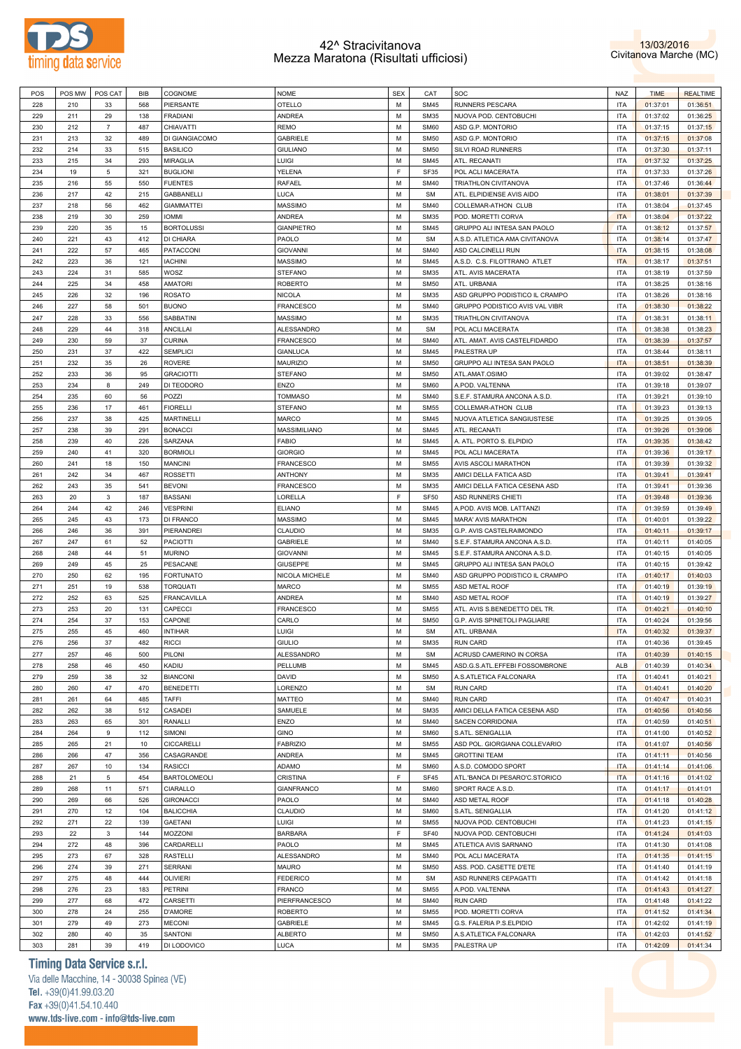# 42^ Stracivitanova
## Mezza Maratona (Risultati ufficiosi)

13/03/2016
Civitanova Marche (MC)

| POS | POS MW | POS CAT | BIB | COGNOME | NOME | SEX | CAT | SOC | NAZ | TIME | REALTIME |
|---|---|---|---|---|---|---|---|---|---|---|---|
| 228 | 210 | 33 | 568 | PIERSANTE | OTELLO | M | SM45 | RUNNERS PESCARA | ITA | 01:37:01 | 01:36:51 |
| 229 | 211 | 29 | 138 | FRADIANI | ANDREA | M | SM35 | NUOVA POD. CENTOBUCHI | ITA | 01:37:02 | 01:36:25 |
| 230 | 212 | 7 | 487 | CHIAVATTI | REMO | M | SM60 | ASD G.P. MONTORIO | ITA | 01:37:15 | 01:37:15 |
| 231 | 213 | 32 | 489 | DI GIANGIACOMO | GABRIELE | M | SM50 | ASD G.P. MONTORIO | ITA | 01:37:15 | 01:37:08 |
| 232 | 214 | 33 | 515 | BASILICO | GIULIANO | M | SM50 | SILVI ROAD RUNNERS | ITA | 01:37:30 | 01:37:11 |
| 233 | 215 | 34 | 293 | MIRAGLIA | LUIGI | M | SM45 | ATL. RECANATI | ITA | 01:37:32 | 01:37:25 |
| 234 | 19 | 5 | 321 | BUGLIONI | YELENA | F | SF35 | POL ACLI MACERATA | ITA | 01:37:33 | 01:37:26 |
| 235 | 216 | 55 | 550 | FUENTES | RAFAEL | M | SM40 | TRIATHLON CIVITANOVA | ITA | 01:37:46 | 01:36:44 |
| 236 | 217 | 42 | 215 | GABBANELLI | LUCA | M | SM | ATL. ELPIDIENSE AVIS AIDO | ITA | 01:38:01 | 01:37:39 |
| 237 | 218 | 56 | 462 | GIAMMATTEI | MASSIMO | M | SM40 | COLLEMAR-ATHON CLUB | ITA | 01:38:04 | 01:37:45 |
| 238 | 219 | 30 | 259 | IOMMI | ANDREA | M | SM35 | POD. MORETTI CORVA | ITA | 01:38:04 | 01:37:22 |
| 239 | 220 | 35 | 15 | BORTOLUSSI | GIANPIETRO | M | SM45 | GRUPPO ALI INTESA SAN PAOLO | ITA | 01:38:12 | 01:37:57 |
| 240 | 221 | 43 | 412 | DI CHIARA | PAOLO | M | SM | A.S.D. ATLETICA AMA CIVITANOVA | ITA | 01:38:14 | 01:37:47 |
| 241 | 222 | 57 | 465 | PATACCONI | GIOVANNI | M | SM40 | ASD CALCINELLI RUN | ITA | 01:38:15 | 01:38:08 |
| 242 | 223 | 36 | 121 | IACHINI | MASSIMO | M | SM45 | A.S.D. C.S. FILOTTRANO ATLET | ITA | 01:38:17 | 01:37:51 |
| 243 | 224 | 31 | 585 | WOSZ | STEFANO | M | SM35 | ATL. AVIS MACERATA | ITA | 01:38:19 | 01:37:59 |
| 244 | 225 | 34 | 458 | AMATORI | ROBERTO | M | SM50 | ATL. URBANIA | ITA | 01:38:25 | 01:38:16 |
| 245 | 226 | 32 | 196 | ROSATO | NICOLA | M | SM35 | ASD GRUPPO PODISTICO IL CRAMPO | ITA | 01:38:26 | 01:38:16 |
| 246 | 227 | 58 | 501 | BUONO | FRANCESCO | M | SM40 | GRUPPO PODISTICO AVIS VAL VIBR | ITA | 01:38:30 | 01:38:22 |
| 247 | 228 | 33 | 556 | SABBATINI | MASSIMO | M | SM35 | TRIATHLON CIVITANOVA | ITA | 01:38:31 | 01:38:11 |
| 248 | 229 | 44 | 318 | ANCILLAI | ALESSANDRO | M | SM | POL ACLI MACERATA | ITA | 01:38:38 | 01:38:23 |
| 249 | 230 | 59 | 37 | CURINA | FRANCESCO | M | SM40 | ATL. AMAT. AVIS CASTELFIDARDO | ITA | 01:38:39 | 01:37:57 |
| 250 | 231 | 37 | 422 | SEMPLICI | GIANLUCA | M | SM45 | PALESTRA UP | ITA | 01:38:44 | 01:38:11 |
| 251 | 232 | 35 | 26 | ROVERE | MAURIZIO | M | SM50 | GRUPPO ALI INTESA SAN PAOLO | ITA | 01:38:51 | 01:38:39 |
| 252 | 233 | 36 | 95 | GRACIOTTI | STEFANO | M | SM50 | ATL.AMAT.OSIMO | ITA | 01:39:02 | 01:38:47 |
| 253 | 234 | 8 | 249 | DI TEODORO | ENZO | M | SM60 | A.POD. VALTENNA | ITA | 01:39:18 | 01:39:07 |
| 254 | 235 | 60 | 56 | POZZI | TOMMASO | M | SM40 | S.E.F. STAMURA ANCONA A.S.D. | ITA | 01:39:21 | 01:39:10 |
| 255 | 236 | 17 | 461 | FIORELLI | STEFANO | M | SM55 | COLLEMAR-ATHON CLUB | ITA | 01:39:23 | 01:39:13 |
| 256 | 237 | 38 | 425 | MARTINELLI | MARCO | M | SM45 | NUOVA ATLETICA SANGIUSTESE | ITA | 01:39:25 | 01:39:05 |
| 257 | 238 | 39 | 291 | BONACCI | MASSIMILIANO | M | SM45 | ATL. RECANATI | ITA | 01:39:26 | 01:39:06 |
| 258 | 239 | 40 | 226 | SARZANA | FABIO | M | SM45 | A. ATL. PORTO S. ELPIDIO | ITA | 01:39:35 | 01:38:42 |
| 259 | 240 | 41 | 320 | BORMIOLI | GIORGIO | M | SM45 | POL ACLI MACERATA | ITA | 01:39:36 | 01:39:17 |
| 260 | 241 | 18 | 150 | MANCINI | FRANCESCO | M | SM55 | AVIS ASCOLI MARATHON | ITA | 01:39:39 | 01:39:32 |
| 261 | 242 | 34 | 467 | ROSSETTI | ANTHONY | M | SM35 | AMICI DELLA FATICA ASD | ITA | 01:39:41 | 01:39:41 |
| 262 | 243 | 35 | 541 | BEVONI | FRANCESCO | M | SM35 | AMICI DELLA FATICA CESENA ASD | ITA | 01:39:41 | 01:39:36 |
| 263 | 20 | 3 | 187 | BASSANI | LORELLA | F | SF50 | ASD RUNNERS CHIETI | ITA | 01:39:48 | 01:39:36 |
| 264 | 244 | 42 | 246 | VESPRINI | ELIANO | M | SM45 | A.POD. AVIS MOB. LATTANZI | ITA | 01:39:59 | 01:39:49 |
| 265 | 245 | 43 | 173 | DI FRANCO | MASSIMO | M | SM45 | MARA' AVIS MARATHON | ITA | 01:40:01 | 01:39:22 |
| 266 | 246 | 36 | 391 | PIERANDREI | CLAUDIO | M | SM35 | G.P. AVIS CASTELRAIMONDO | ITA | 01:40:11 | 01:39:17 |
| 267 | 247 | 61 | 52 | PACIOTTI | GABRIELE | M | SM40 | S.E.F. STAMURA ANCONA A.S.D. | ITA | 01:40:11 | 01:40:05 |
| 268 | 248 | 44 | 51 | MURINO | GIOVANNI | M | SM45 | S.E.F. STAMURA ANCONA A.S.D. | ITA | 01:40:15 | 01:40:05 |
| 269 | 249 | 45 | 25 | PESACANE | GIUSEPPE | M | SM45 | GRUPPO ALI INTESA SAN PAOLO | ITA | 01:40:15 | 01:39:42 |
| 270 | 250 | 62 | 195 | FORTUNATO | NICOLA MICHELE | M | SM40 | ASD GRUPPO PODISTICO IL CRAMPO | ITA | 01:40:17 | 01:40:03 |
| 271 | 251 | 19 | 538 | TORQUATI | MARCO | M | SM55 | ASD METAL ROOF | ITA | 01:40:19 | 01:39:19 |
| 272 | 252 | 63 | 525 | FRANCAVILLA | ANDREA | M | SM40 | ASD METAL ROOF | ITA | 01:40:19 | 01:39:27 |
| 273 | 253 | 20 | 131 | CAPECCI | FRANCESCO | M | SM55 | ATL. AVIS S.BENEDETTO DEL TR. | ITA | 01:40:21 | 01:40:10 |
| 274 | 254 | 37 | 153 | CAPONE | CARLO | M | SM50 | G.P. AVIS SPINETOLI PAGLIARE | ITA | 01:40:24 | 01:39:56 |
| 275 | 255 | 45 | 460 | INTIHAR | LUIGI | M | SM | ATL. URBANIA | ITA | 01:40:32 | 01:39:37 |
| 276 | 256 | 37 | 482 | RICCI | GIULIO | M | SM35 | RUN CARD | ITA | 01:40:36 | 01:39:45 |
| 277 | 257 | 46 | 500 | PILONI | ALESSANDRO | M | SM | ACRUSD CAMERINO IN CORSA | ITA | 01:40:39 | 01:40:15 |
| 278 | 258 | 46 | 450 | KADIU | PELLUMB | M | SM45 | ASD.G.S.ATL.EFFEBI FOSSOMBRONE | ALB | 01:40:39 | 01:40:34 |
| 279 | 259 | 38 | 32 | BIANCONI | DAVID | M | SM50 | A.S.ATLETICA FALCONARA | ITA | 01:40:41 | 01:40:21 |
| 280 | 260 | 47 | 470 | BENEDETTI | LORENZO | M | SM | RUN CARD | ITA | 01:40:41 | 01:40:20 |
| 281 | 261 | 64 | 485 | TAFFI | MATTEO | M | SM40 | RUN CARD | ITA | 01:40:47 | 01:40:31 |
| 282 | 262 | 38 | 512 | CASADEI | SAMUELE | M | SM35 | AMICI DELLA FATICA CESENA ASD | ITA | 01:40:56 | 01:40:56 |
| 283 | 263 | 65 | 301 | RANALLI | ENZO | M | SM40 | SACEN CORRIDONIA | ITA | 01:40:59 | 01:40:51 |
| 284 | 264 | 9 | 112 | SIMONI | GINO | M | SM60 | S.ATL. SENIGALLIA | ITA | 01:41:00 | 01:40:52 |
| 285 | 265 | 21 | 10 | CICCARELLI | FABRIZIO | M | SM55 | ASD POL. GIORGIANA COLLEVARIO | ITA | 01:41:07 | 01:40:56 |
| 286 | 266 | 47 | 356 | CASAGRANDE | ANDREA | M | SM45 | GROTTINI TEAM | ITA | 01:41:11 | 01:40:56 |
| 287 | 267 | 10 | 134 | RASICCI | ADAMO | M | SM60 | A.S.D. COMODO SPORT | ITA | 01:41:14 | 01:41:06 |
| 288 | 21 | 5 | 454 | BARTOLOMEOLI | CRISTINA | F | SF45 | ATL.'BANCA DI PESARO'C.STORICO | ITA | 01:41:16 | 01:41:02 |
| 289 | 268 | 11 | 571 | CIARALLO | GIANFRANCO | M | SM60 | SPORT RACE A.S.D. | ITA | 01:41:17 | 01:41:01 |
| 290 | 269 | 66 | 526 | GIRONACCI | PAOLO | M | SM40 | ASD METAL ROOF | ITA | 01:41:18 | 01:40:28 |
| 291 | 270 | 12 | 104 | BALICCHIA | CLAUDIO | M | SM60 | S.ATL. SENIGALLIA | ITA | 01:41:20 | 01:41:12 |
| 292 | 271 | 22 | 139 | GAETANI | LUIGI | M | SM55 | NUOVA POD. CENTOBUCHI | ITA | 01:41:23 | 01:41:15 |
| 293 | 22 | 3 | 144 | MOZZONI | BARBARA | F | SF40 | NUOVA POD. CENTOBUCHI | ITA | 01:41:24 | 01:41:03 |
| 294 | 272 | 48 | 396 | CARDARELLI | PAOLO | M | SM45 | ATLETICA AVIS SARNANO | ITA | 01:41:30 | 01:41:08 |
| 295 | 273 | 67 | 328 | RASTELLI | ALESSANDRO | M | SM40 | POL ACLI MACERATA | ITA | 01:41:35 | 01:41:15 |
| 296 | 274 | 39 | 271 | SERRANI | MAURO | M | SM50 | ASS. POD. CASETTE D'ETE | ITA | 01:41:40 | 01:41:19 |
| 297 | 275 | 48 | 444 | OLIVIERI | FEDERICO | M | SM | ASD RUNNERS CEPAGATTI | ITA | 01:41:42 | 01:41:18 |
| 298 | 276 | 23 | 183 | PETRINI | FRANCO | M | SM55 | A.POD. VALTENNA | ITA | 01:41:43 | 01:41:27 |
| 299 | 277 | 68 | 472 | CARSETTI | PIERFRANCESCO | M | SM40 | RUN CARD | ITA | 01:41:48 | 01:41:22 |
| 300 | 278 | 24 | 255 | D'AMORE | ROBERTO | M | SM55 | POD. MORETTI CORVA | ITA | 01:41:52 | 01:41:34 |
| 301 | 279 | 49 | 273 | MECONI | GABRIELE | M | SM45 | G.S. FALERIA P.S.ELPIDIO | ITA | 01:42:02 | 01:41:19 |
| 302 | 280 | 40 | 35 | SANTONI | ALBERTO | M | SM50 | A.S.ATLETICA FALCONARA | ITA | 01:42:03 | 01:41:52 |
| 303 | 281 | 39 | 419 | DI LODOVICO | LUCA | M | SM35 | PALESTRA UP | ITA | 01:42:09 | 01:41:34 |

**Timing Data Service s.r.l.**
Via delle Macchine, 14 - 30038 Spinea (VE)
Tel. +39(0)41.99.03.20
Fax +39(0)41.54.10.440
www.tds-live.com - info@tds-live.com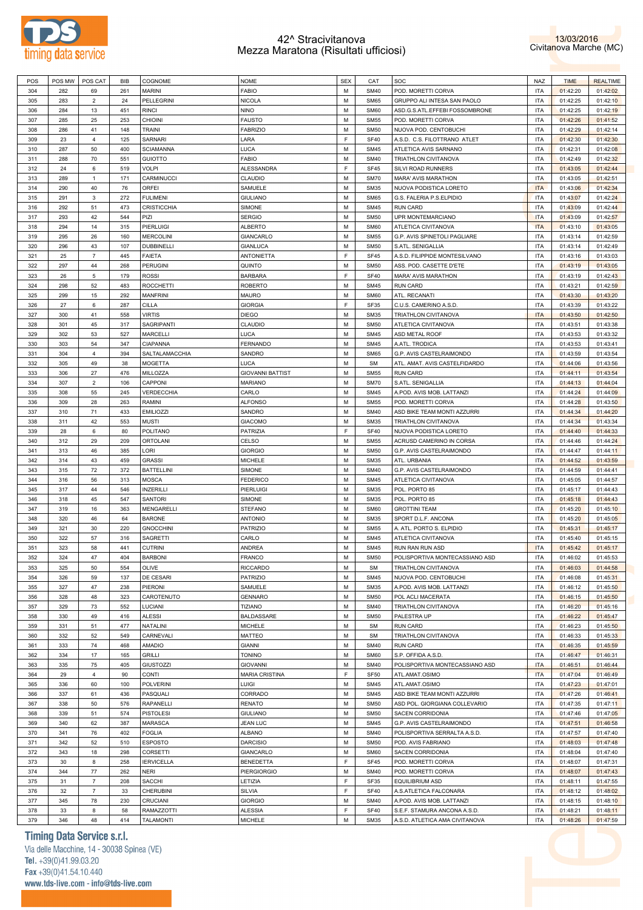# 42^ Stracivitanova
## Mezza Maratona (Risultati ufficiosi)

13/03/2016
Civitanova Marche (MC)

| POS | POS MW | POS CAT | BIB | COGNOME | NOME | SEX | CAT | SOC | NAZ | TIME | REALTIME |
|---|---|---|---|---|---|---|---|---|---|---|---|
| 304 | 282 | 69 | 261 | MARINI | FABIO | M | SM40 | POD. MORETTI CORVA | ITA | 01:42:20 | 01:42:02 |
| 305 | 283 | 2 | 24 | PELLEGRINI | NICOLA | M | SM65 | GRUPPO ALI INTESA SAN PAOLO | ITA | 01:42:25 | 01:42:10 |
| 306 | 284 | 13 | 451 | RINCI | NINO | M | SM60 | ASD.G.S.ATL.EFFEBI FOSSOMBRONE | ITA | 01:42:25 | 01:42:19 |
| 307 | 285 | 25 | 253 | CHIOINI | FAUSTO | M | SM55 | POD. MORETTI CORVA | ITA | 01:42:26 | 01:41:52 |
| 308 | 286 | 41 | 148 | TRAINI | FABRIZIO | M | SM50 | NUOVA POD. CENTOBUCHI | ITA | 01:42:29 | 01:42:14 |
| 309 | 23 | 4 | 125 | SARNARI | LARA | F | SF40 | A.S.D. C.S. FILOTTRANO ATLET | ITA | 01:42:30 | 01:42:30 |
| 310 | 287 | 50 | 400 | SCIAMANNA | LUCA | M | SM45 | ATLETICA AVIS SARNANO | ITA | 01:42:31 | 01:42:08 |
| 311 | 288 | 70 | 551 | GUIOTTO | FABIO | M | SM40 | TRIATHLON CIVITANOVA | ITA | 01:42:49 | 01:42:32 |
| 312 | 24 | 6 | 519 | VOLPI | ALESSANDRA | F | SF45 | SILVI ROAD RUNNERS | ITA | 01:43:05 | 01:42:44 |
| 313 | 289 | 1 | 171 | CARMINUCCI | CLAUDIO | M | SM70 | MARA' AVIS MARATHON | ITA | 01:43:05 | 01:42:51 |
| 314 | 290 | 40 | 76 | ORFEI | SAMUELE | M | SM35 | NUOVA PODISTICA LORETO | ITA | 01:43:06 | 01:42:34 |
| 315 | 291 | 3 | 272 | FULIMENI | GIULIANO | M | SM65 | G.S. FALERIA P.S.ELPIDIO | ITA | 01:43:07 | 01:42:24 |
| 316 | 292 | 51 | 473 | CRISTICCHIA | SIMONE | M | SM45 | RUN CARD | ITA | 01:43:09 | 01:42:44 |
| 317 | 293 | 42 | 544 | PIZI | SERGIO | M | SM50 | UPR MONTEMARCIANO | ITA | 01:43:09 | 01:42:57 |
| 318 | 294 | 14 | 315 | PIERLUIGI | ALBERTO | M | SM60 | ATLETICA CIVITANOVA | ITA | 01:43:10 | 01:43:05 |
| 319 | 295 | 26 | 160 | MERCOLINI | GIANCARLO | M | SM55 | G.P. AVIS SPINETOLI PAGLIARE | ITA | 01:43:14 | 01:42:59 |
| 320 | 296 | 43 | 107 | DUBBINELLI | GIANLUCA | M | SM50 | S.ATL. SENIGALLIA | ITA | 01:43:14 | 01:42:49 |
| 321 | 25 | 7 | 445 | FAIETA | ANTONIETTA | F | SF45 | A.S.D. FILIPPIDE MONTESILVANO | ITA | 01:43:16 | 01:43:03 |
| 322 | 297 | 44 | 268 | PERUGINI | QUINTO | M | SM50 | ASS. POD. CASETTE D'ETE | ITA | 01:43:19 | 01:43:05 |
| 323 | 26 | 5 | 179 | ROSSI | BARBARA | F | SF40 | MARA' AVIS MARATHON | ITA | 01:43:19 | 01:42:43 |
| 324 | 298 | 52 | 483 | ROCCHETTI | ROBERTO | M | SM45 | RUN CARD | ITA | 01:43:21 | 01:42:59 |
| 325 | 299 | 15 | 292 | MANFRINI | MAURO | M | SM60 | ATL. RECANATI | ITA | 01:43:30 | 01:43:20 |
| 326 | 27 | 6 | 287 | CILLA | GIORGIA | F | SF35 | C.U.S. CAMERINO A.S.D. | ITA | 01:43:39 | 01:43:22 |
| 327 | 300 | 41 | 558 | VIRTIS | DIEGO | M | SM35 | TRIATHLON CIVITANOVA | ITA | 01:43:50 | 01:42:50 |
| 328 | 301 | 45 | 317 | SAGRIPANTI | CLAUDIO | M | SM50 | ATLETICA CIVITANOVA | ITA | 01:43:51 | 01:43:38 |
| 329 | 302 | 53 | 527 | MARCELLI | LUCA | M | SM45 | ASD METAL ROOF | ITA | 01:43:53 | 01:43:32 |
| 330 | 303 | 54 | 347 | CIAPANNA | FERNANDO | M | SM45 | A.ATL. TRODICA | ITA | 01:43:53 | 01:43:41 |
| 331 | 304 | 4 | 394 | SALTALAMACCHIA | SANDRO | M | SM65 | G.P. AVIS CASTELRAIMONDO | ITA | 01:43:59 | 01:43:54 |
| 332 | 305 | 49 | 38 | MOGETTA | LUCA | M | SM | ATL. AMAT. AVIS CASTELFIDARDO | ITA | 01:44:06 | 01:43:56 |
| 333 | 306 | 27 | 476 | MILLOZZA | GIOVANNI BATTIST | M | SM55 | RUN CARD | ITA | 01:44:11 | 01:43:54 |
| 334 | 307 | 2 | 106 | CAPPONI | MARIANO | M | SM70 | S.ATL. SENIGALLIA | ITA | 01:44:13 | 01:44:04 |
| 335 | 308 | 55 | 245 | VERDECCHIA | CARLO | M | SM45 | A.POD. AVIS MOB. LATTANZI | ITA | 01:44:24 | 01:44:09 |
| 336 | 309 | 28 | 263 | RAMINI | ALFONSO | M | SM55 | POD. MORETTI CORVA | ITA | 01:44:28 | 01:43:50 |
| 337 | 310 | 71 | 433 | EMILIOZZI | SANDRO | M | SM40 | ASD BIKE TEAM MONTI AZZURRI | ITA | 01:44:34 | 01:44:20 |
| 338 | 311 | 42 | 553 | MUSTI | GIACOMO | M | SM35 | TRIATHLON CIVITANOVA | ITA | 01:44:34 | 01:43:34 |
| 339 | 28 | 6 | 80 | POLITANO | PATRIZIA | F | SF40 | NUOVA PODISTICA LORETO | ITA | 01:44:40 | 01:44:33 |
| 340 | 312 | 29 | 209 | ORTOLANI | CELSO | M | SM55 | ACRUSD CAMERINO IN CORSA | ITA | 01:44:46 | 01:44:24 |
| 341 | 313 | 46 | 385 | LORI | GIORGIO | M | SM50 | G.P. AVIS CASTELRAIMONDO | ITA | 01:44:47 | 01:44:11 |
| 342 | 314 | 43 | 459 | GRASSI | MICHELE | M | SM35 | ATL. URBANIA | ITA | 01:44:52 | 01:43:59 |
| 343 | 315 | 72 | 372 | BATTELLINI | SIMONE | M | SM40 | G.P. AVIS CASTELRAIMONDO | ITA | 01:44:59 | 01:44:41 |
| 344 | 316 | 56 | 313 | MOSCA | FEDERICO | M | SM45 | ATLETICA CIVITANOVA | ITA | 01:45:05 | 01:44:57 |
| 345 | 317 | 44 | 546 | INZERILLI | PIERLUIGI | M | SM35 | POL. PORTO 85 | ITA | 01:45:17 | 01:44:43 |
| 346 | 318 | 45 | 547 | SANTORI | SIMONE | M | SM35 | POL. PORTO 85 | ITA | 01:45:18 | 01:44:43 |
| 347 | 319 | 16 | 363 | MENGARELLI | STEFANO | M | SM60 | GROTTINI TEAM | ITA | 01:45:20 | 01:45:10 |
| 348 | 320 | 46 | 64 | BARONE | ANTONIO | M | SM35 | SPORT D.L.F. ANCONA | ITA | 01:45:20 | 01:45:05 |
| 349 | 321 | 30 | 220 | GNOCCHINI | PATRIZIO | M | SM55 | A. ATL. PORTO S. ELPIDIO | ITA | 01:45:31 | 01:45:17 |
| 350 | 322 | 57 | 316 | SAGRETTI | CARLO | M | SM45 | ATLETICA CIVITANOVA | ITA | 01:45:40 | 01:45:15 |
| 351 | 323 | 58 | 441 | CUTRINI | ANDREA | M | SM45 | RUN RAN RUN ASD | ITA | 01:45:42 | 01:45:17 |
| 352 | 324 | 47 | 404 | BARBONI | FRANCO | M | SM50 | POLISPORTIVA MONTECASSIANO ASD | ITA | 01:46:02 | 01:45:53 |
| 353 | 325 | 50 | 554 | OLIVE | RICCARDO | M | SM | TRIATHLON CIVITANOVA | ITA | 01:46:03 | 01:44:58 |
| 354 | 326 | 59 | 137 | DE CESARI | PATRIZIO | M | SM45 | NUOVA POD. CENTOBUCHI | ITA | 01:46:08 | 01:45:31 |
| 355 | 327 | 47 | 238 | PIERONI | SAMUELE | M | SM35 | A.POD. AVIS MOB. LATTANZI | ITA | 01:46:12 | 01:45:50 |
| 356 | 328 | 48 | 323 | CAROTENUTO | GENNARO | M | SM50 | POL ACLI MACERATA | ITA | 01:46:15 | 01:45:50 |
| 357 | 329 | 73 | 552 | LUCIANI | TIZIANO | M | SM40 | TRIATHLON CIVITANOVA | ITA | 01:46:20 | 01:45:16 |
| 358 | 330 | 49 | 416 | ALESSI | BALDASSARE | M | SM50 | PALESTRA UP | ITA | 01:46:22 | 01:45:47 |
| 359 | 331 | 51 | 477 | NATALINI | MICHELE | M | SM | RUN CARD | ITA | 01:46:23 | 01:45:50 |
| 360 | 332 | 52 | 549 | CARNEVALI | MATTEO | M | SM | TRIATHLON CIVITANOVA | ITA | 01:46:33 | 01:45:33 |
| 361 | 333 | 74 | 468 | AMADIO | GIANNI | M | SM40 | RUN CARD | ITA | 01:46:35 | 01:45:59 |
| 362 | 334 | 17 | 165 | GRILLI | TONINO | M | SM60 | S.P. OFFIDA A.S.D. | ITA | 01:46:47 | 01:46:31 |
| 363 | 335 | 75 | 405 | GIUSTOZZI | GIOVANNI | M | SM40 | POLISPORTIVA MONTECASSIANO ASD | ITA | 01:46:51 | 01:46:44 |
| 364 | 29 | 4 | 90 | CONTI | MARIA CRISTINA | F | SF50 | ATL.AMAT.OSIMO | ITA | 01:47:04 | 01:46:49 |
| 365 | 336 | 60 | 100 | POLVERINI | LUIGI | M | SM45 | ATL.AMAT.OSIMO | ITA | 01:47:23 | 01:47:01 |
| 366 | 337 | 61 | 436 | PASQUALI | CORRADO | M | SM45 | ASD BIKE TEAM MONTI AZZURRI | ITA | 01:47:26 | 01:46:41 |
| 367 | 338 | 50 | 576 | RAPANELLI | RENATO | M | SM50 | ASD POL. GIORGIANA COLLEVARIO | ITA | 01:47:35 | 01:47:11 |
| 368 | 339 | 51 | 574 | PISTOLESI | GIULIANO | M | SM50 | SACEN CORRIDONIA | ITA | 01:47:46 | 01:47:05 |
| 369 | 340 | 62 | 387 | MARASCA | JEAN LUC | M | SM45 | G.P. AVIS CASTELRAIMONDO | ITA | 01:47:51 | 01:46:58 |
| 370 | 341 | 76 | 402 | FOGLIA | ALBANO | M | SM40 | POLISPORTIVA SERRALTA A.S.D. | ITA | 01:47:57 | 01:47:40 |
| 371 | 342 | 52 | 510 | ESPOSTO | DARCISIO | M | SM50 | POD. AVIS FABRIANO | ITA | 01:48:03 | 01:47:48 |
| 372 | 343 | 18 | 298 | CORSETTI | GIANCARLO | M | SM60 | SACEN CORRIDONIA | ITA | 01:48:04 | 01:47:40 |
| 373 | 30 | 8 | 258 | IERVICELLA | BENEDETTA | F | SF45 | POD. MORETTI CORVA | ITA | 01:48:07 | 01:47:31 |
| 374 | 344 | 77 | 262 | NERI | PIERGIORGIO | M | SM40 | POD. MORETTI CORVA | ITA | 01:48:07 | 01:47:43 |
| 375 | 31 | 7 | 208 | SACCHI | LETIZIA | F | SF35 | EQUILIBRIUM ASD | ITA | 01:48:11 | 01:47:55 |
| 376 | 32 | 7 | 33 | CHERUBINI | SILVIA | F | SF40 | A.S.ATLETICA FALCONARA | ITA | 01:48:12 | 01:48:02 |
| 377 | 345 | 78 | 230 | CRUCIANI | GIORGIO | M | SM40 | A.POD. AVIS MOB. LATTANZI | ITA | 01:48:15 | 01:48:10 |
| 378 | 33 | 8 | 58 | RAMAZZOTTI | ALESSIA | F | SF40 | S.E.F. STAMURA ANCONA A.S.D. | ITA | 01:48:21 | 01:48:11 |
| 379 | 346 | 48 | 414 | TALAMONTI | MICHELE | M | SM35 | A.S.D. ATLETICA AMA CIVITANOVA | ITA | 01:48:26 | 01:47:59 |

**Timing Data Service s.r.l.**
Via delle Macchine, 14 - 30038 Spinea (VE)
Tel. +39(0)41.99.03.20
Fax +39(0)41.54.10.440
www.tds-live.com - info@tds-live.com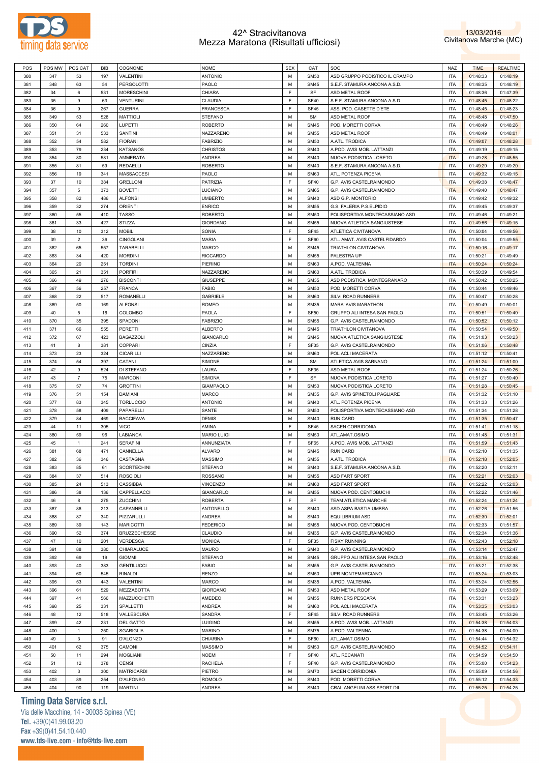# 42^ Stracivitanova
## Mezza Maratona (Risultati ufficiosi)

13/03/2016
Civitanova Marche (MC)

| POS | POS MW | POS CAT | BIB | COGNOME | NOME | SEX | CAT | SOC | NAZ | TIME | REALTIME |
|---|---|---|---|---|---|---|---|---|---|---|---|
| 380 | 347 | 53 | 197 | VALENTINI | ANTONIO | M | SM50 | ASD GRUPPO PODISTICO IL CRAMPO | ITA | 01:48:33 | 01:48:19 |
| 381 | 348 | 63 | 54 | PERGOLOTTI | PAOLO | M | SM45 | S.E.F. STAMURA ANCONA A.S.D. | ITA | 01:48:35 | 01:48:19 |
| 382 | 34 | 6 | 531 | MORESCHINI | CHIARA | F | SF | ASD METAL ROOF | ITA | 01:48:36 | 01:47:39 |
| 383 | 35 | 9 | 63 | VENTURINI | CLAUDIA | F | SF40 | S.E.F. STAMURA ANCONA A.S.D. | ITA | 01:48:45 | 01:48:22 |
| 384 | 36 | 9 | 267 | GUERRA | FRANCESCA | F | SF45 | ASS. POD. CASETTE D'ETE | ITA | 01:48:45 | 01:48:23 |
| 385 | 349 | 53 | 528 | MATTIOLI | STEFANO | M | SM | ASD METAL ROOF | ITA | 01:48:48 | 01:47:50 |
| 386 | 350 | 64 | 260 | LUPETTI | ROBERTO | M | SM45 | POD. MORETTI CORVA | ITA | 01:48:49 | 01:48:26 |
| 387 | 351 | 31 | 533 | SANTINI | NAZZARENO | M | SM55 | ASD METAL ROOF | ITA | 01:48:49 | 01:48:01 |
| 388 | 352 | 54 | 582 | FIORANI | FABRIZIO | M | SM50 | A.ATL. TRODICA | ITA | 01:49:07 | 01:48:28 |
| 389 | 353 | 79 | 234 | KATSANOS | CHRISTOS | M | SM40 | A.POD. AVIS MOB. LATTANZI | ITA | 01:49:19 | 01:49:15 |
| 390 | 354 | 80 | 581 | AMMERATA | ANDREA | M | SM40 | NUOVA PODISTICA LORETO | ITA | 01:49:28 | 01:48:55 |
| 391 | 355 | 81 | 59 | REDAELLI | ROBERTO | M | SM40 | S.E.F. STAMURA ANCONA A.S.D. | ITA | 01:49:29 | 01:49:20 |
| 392 | 356 | 19 | 341 | MASSACCESI | PAOLO | M | SM60 | ATL. POTENZA PICENA | ITA | 01:49:32 | 01:49:15 |
| 393 | 37 | 10 | 384 | GRELLONI | PATRIZIA | F | SF40 | G.P. AVIS CASTELRAIMONDO | ITA | 01:49:38 | 01:48:47 |
| 394 | 357 | 5 | 373 | BOVETTI | LUCIANO | M | SM65 | G.P. AVIS CASTELRAIMONDO | ITA | 01:49:40 | 01:48:47 |
| 395 | 358 | 82 | 486 | ALFONSI | UMBERTO | M | SM40 | ASD G.P. MONTORIO | ITA | 01:49:42 | 01:49:32 |
| 396 | 359 | 32 | 274 | ORIENTI | ENRICO | M | SM55 | G.S. FALERIA P.S.ELPIDIO | ITA | 01:49:45 | 01:49:37 |
| 397 | 360 | 55 | 410 | TASSO | ROBERTO | M | SM50 | POLISPORTIVA MONTECASSIANO ASD | ITA | 01:49:46 | 01:49:21 |
| 398 | 361 | 33 | 427 | STIZZA | GIORDANO | M | SM55 | NUOVA ATLETICA SANGIUSTESE | ITA | 01:49:56 | 01:49:15 |
| 399 | 38 | 10 | 312 | MOBILI | SONIA | F | SF45 | ATLETICA CIVITANOVA | ITA | 01:50:04 | 01:49:56 |
| 400 | 39 | 2 | 36 | CINGOLANI | MARIA | F | SF60 | ATL. AMAT. AVIS CASTELFIDARDO | ITA | 01:50:04 | 01:49:55 |
| 401 | 362 | 65 | 557 | TARABELLI | MARCO | M | SM45 | TRIATHLON CIVITANOVA | ITA | 01:50:16 | 01:49:17 |
| 402 | 363 | 34 | 420 | MORDINI | RICCARDO | M | SM55 | PALESTRA UP | ITA | 01:50:21 | 01:49:49 |
| 403 | 364 | 20 | 251 | TORDINI | PIERINO | M | SM60 | A.POD. VALTENNA | ITA | 01:50:24 | 01:50:24 |
| 404 | 365 | 21 | 351 | PORFIRI | NAZZARENO | M | SM60 | A.ATL. TRODICA | ITA | 01:50:39 | 01:49:54 |
| 405 | 366 | 49 | 276 | BISCONTI | GIUSEPPE | M | SM35 | ASD PODISTICA MONTEGRANARO | ITA | 01:50:42 | 01:50:25 |
| 406 | 367 | 56 | 257 | FRANCA | FABIO | M | SM50 | POD. MORETTI CORVA | ITA | 01:50:44 | 01:49:46 |
| 407 | 368 | 22 | 517 | ROMANELLI | GABRIELE | M | SM60 | SILVI ROAD RUNNERS | ITA | 01:50:47 | 01:50:28 |
| 408 | 369 | 50 | 169 | ALFONSI | ROMEO | M | SM35 | MARA' AVIS MARATHON | ITA | 01:50:49 | 01:50:01 |
| 409 | 40 | 5 | 16 | COLOMBO | PAOLA | F | SF50 | GRUPPO ALI INTESA SAN PAOLO | ITA | 01:50:51 | 01:50:40 |
| 410 | 370 | 35 | 395 | SPADONI | FABRIZIO | M | SM55 | G.P. AVIS CASTELRAIMONDO | ITA | 01:50:52 | 01:50:12 |
| 411 | 371 | 66 | 555 | PERETTI | ALBERTO | M | SM45 | TRIATHLON CIVITANOVA | ITA | 01:50:54 | 01:49:50 |
| 412 | 372 | 67 | 423 | BAGAZZOLI | GIANCARLO | M | SM45 | NUOVA ATLETICA SANGIUSTESE | ITA | 01:51:03 | 01:50:23 |
| 413 | 41 | 8 | 381 | COPPARI | CINZIA | F | SF35 | G.P. AVIS CASTELRAIMONDO | ITA | 01:51:06 | 01:50:48 |
| 414 | 373 | 23 | 324 | CICARILLI | NAZZARENO | M | SM60 | POL ACLI MACERATA | ITA | 01:51:12 | 01:50:41 |
| 415 | 374 | 54 | 397 | CATANI | SIMONE | M | SM | ATLETICA AVIS SARNANO | ITA | 01:51:24 | 01:51:00 |
| 416 | 42 | 9 | 524 | DI STEFANO | LAURA | F | SF35 | ASD METAL ROOF | ITA | 01:51:24 | 01:50:26 |
| 417 | 43 | 7 | 75 | MARCONI | SIMONA | F | SF | NUOVA PODISTICA LORETO | ITA | 01:51:27 | 01:50:40 |
| 418 | 375 | 57 | 74 | GROTTINI | GIAMPAOLO | M | SM50 | NUOVA PODISTICA LORETO | ITA | 01:51:28 | 01:50:45 |
| 419 | 376 | 51 | 154 | DAMIANI | MARCO | M | SM35 | G.P. AVIS SPINETOLI PAGLIARE | ITA | 01:51:32 | 01:51:10 |
| 420 | 377 | 83 | 345 | TORLUCCIO | ANTONIO | M | SM40 | ATL. POTENZA PICENA | ITA | 01:51:33 | 01:51:26 |
| 421 | 378 | 58 | 409 | PAPARELLI | SANTE | M | SM50 | POLISPORTIVA MONTECASSIANO ASD | ITA | 01:51:34 | 01:51:28 |
| 422 | 379 | 84 | 469 | BACCIFAVA | DEMIS | M | SM40 | RUN CARD | ITA | 01:51:35 | 01:50:47 |
| 423 | 44 | 11 | 305 | VICO | AMINA | F | SF45 | SACEN CORRIDONIA | ITA | 01:51:41 | 01:51:18 |
| 424 | 380 | 59 | 96 | LABIANCA | MARIO LUIGI | M | SM50 | ATL.AMAT.OSIMO | ITA | 01:51:48 | 01:51:31 |
| 425 | 45 | 1 | 241 | SERAFINI | ANNUNZIATA | F | SF65 | A.POD. AVIS MOB. LATTANZI | ITA | 01:51:59 | 01:51:43 |
| 426 | 381 | 68 | 471 | CANNELLA | ALVARO | M | SM45 | RUN CARD | ITA | 01:52:10 | 01:51:35 |
| 427 | 382 | 36 | 346 | CASTAGNA | MASSIMO | M | SM55 | A.ATL. TRODICA | ITA | 01:52:18 | 01:52:05 |
| 428 | 383 | 85 | 61 | SCORTECHINI | STEFANO | M | SM40 | S.E.F. STAMURA ANCONA A.S.D. | ITA | 01:52:20 | 01:52:11 |
| 429 | 384 | 37 | 514 | ROSCIOLI | ROSSANO | M | SM55 | ASD FART SPORT | ITA | 01:52:21 | 01:52:03 |
| 430 | 385 | 24 | 513 | CASSIBBA | VINCENZO | M | SM60 | ASD FART SPORT | ITA | 01:52:22 | 01:52:03 |
| 431 | 386 | 38 | 136 | CAPPELLACCI | GIANCARLO | M | SM55 | NUOVA POD. CENTOBUCHI | ITA | 01:52:22 | 01:51:46 |
| 432 | 46 | 8 | 275 | ZUCCHINI | ROBERTA | F | SF | TEAM ATLETICA MARCHE | ITA | 01:52:24 | 01:51:24 |
| 433 | 387 | 86 | 213 | CAPANNELLI | ANTONELLO | M | SM40 | ASD ASPA BASTIA UMBRA | ITA | 01:52:26 | 01:51:56 |
| 434 | 388 | 87 | 340 | PIZZARULLI | ANDREA | M | SM40 | EQUILIBRIUM ASD | ITA | 01:52:30 | 01:52:01 |
| 435 | 389 | 39 | 143 | MARICOTTI | FEDERICO | M | SM55 | NUOVA POD. CENTOBUCHI | ITA | 01:52:33 | 01:51:57 |
| 436 | 390 | 52 | 374 | BRUZZECHESSE | CLAUDIO | M | SM35 | G.P. AVIS CASTELRAIMONDO | ITA | 01:52:34 | 01:51:36 |
| 437 | 47 | 10 | 201 | VERDESCA | MONICA | F | SF35 | FISKY RUNNING | ITA | 01:52:43 | 01:52:18 |
| 438 | 391 | 88 | 380 | CHIARALUCE | MAURO | M | SM40 | G.P. AVIS CASTELRAIMONDO | ITA | 01:53:14 | 01:52:47 |
| 439 | 392 | 69 | 19 | GIOMMI | STEFANO | M | SM45 | GRUPPO ALI INTESA SAN PAOLO | ITA | 01:53:16 | 01:52:48 |
| 440 | 393 | 40 | 383 | GENTILUCCI | FABIO | M | SM55 | G.P. AVIS CASTELRAIMONDO | ITA | 01:53:21 | 01:52:38 |
| 441 | 394 | 60 | 545 | RINALDI | RENZO | M | SM50 | UPR MONTEMARCIANO | ITA | 01:53:24 | 01:53:03 |
| 442 | 395 | 53 | 443 | VALENTINI | MARCO | M | SM35 | A.POD. VALTENNA | ITA | 01:53:24 | 01:52:56 |
| 443 | 396 | 61 | 529 | MEZZABOTTA | GIORDANO | M | SM50 | ASD METAL ROOF | ITA | 01:53:29 | 01:53:09 |
| 444 | 397 | 41 | 566 | MAZZUCCHETTI | AMEDEO | M | SM55 | RUNNERS PESCARA | ITA | 01:53:31 | 01:53:23 |
| 445 | 398 | 25 | 331 | SPALLETTI | ANDREA | M | SM60 | POL ACLI MACERATA | ITA | 01:53:35 | 01:53:03 |
| 446 | 48 | 12 | 518 | VALLESCURA | SANDRA | F | SF45 | SILVI ROAD RUNNERS | ITA | 01:53:45 | 01:53:26 |
| 447 | 399 | 42 | 231 | DEL GATTO | LUIGINO | M | SM55 | A.POD. AVIS MOB. LATTANZI | ITA | 01:54:38 | 01:54:03 |
| 448 | 400 | 1 | 250 | SGARIGLIA | MARINO | M | SM75 | A.POD. VALTENNA | ITA | 01:54:38 | 01:54:00 |
| 449 | 49 | 3 | 91 | D'ALONZO | CHIARINA | F | SF60 | ATL.AMAT.OSIMO | ITA | 01:54:44 | 01:54:32 |
| 450 | 401 | 62 | 375 | CAMONI | MASSIMO | M | SM50 | G.P. AVIS CASTELRAIMONDO | ITA | 01:54:52 | 01:54:11 |
| 451 | 50 | 11 | 294 | MOGLIANI | NOEMI | F | SF40 | ATL. RECANATI | ITA | 01:54:59 | 01:54:50 |
| 452 | 51 | 12 | 378 | CENSI | RACHELA | F | SF40 | G.P. AVIS CASTELRAIMONDO | ITA | 01:55:00 | 01:54:23 |
| 453 | 402 | 3 | 300 | MATRICARDI | PIETRO | M | SM70 | SACEN CORRIDONIA | ITA | 01:55:09 | 01:54:56 |
| 454 | 403 | 89 | 254 | D'ALFONSO | ROMOLO | M | SM40 | POD. MORETTI CORVA | ITA | 01:55:12 | 01:54:33 |
| 455 | 404 | 90 | 119 | MARTINI | ANDREA | M | SM40 | CRAL ANGELINI ASS.SPORT.DIL. | ITA | 01:55:25 | 01:54:25 |

**Timing Data Service s.r.l.**
Via delle Macchine, 14 - 30038 Spinea (VE)
Tel. +39(0)41.99.03.20
Fax +39(0)41.54.10.440
www.tds-live.com - info@tds-live.com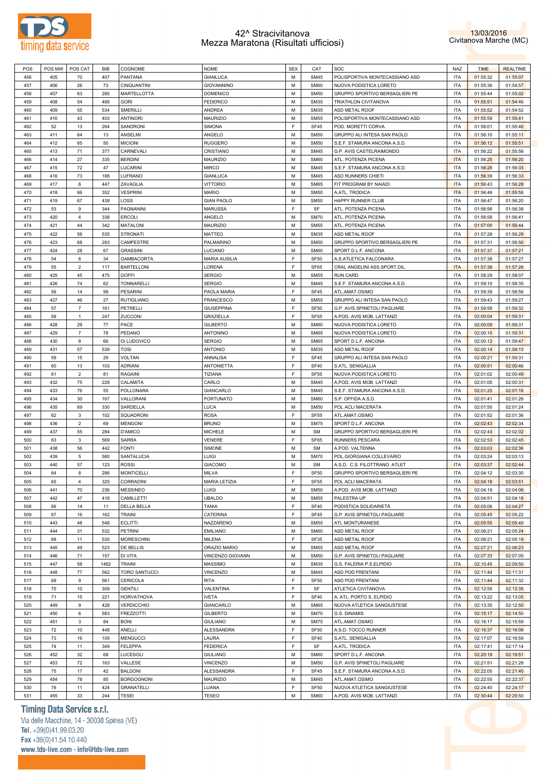# 42^ Stracivitanova
## Mezza Maratona (Risultati ufficiosi)

13/03/2016
Civitanova Marche (MC)

| POS | POS MW | POS CAT | BIB | COGNOME | NOME | SEX | CAT | SOC | NAZ | TIME | REALTIME |
|---|---|---|---|---|---|---|---|---|---|---|---|
| 456 | 405 | 70 | 407 | PANTANA | GIANLUCA | M | SM45 | POLISPORTIVA MONTECASSIANO ASD | ITA | 01:55:32 | 01:55:07 |
| 457 | 406 | 26 | 73 | CINQUANTINI | GIOVANNINO | M | SM60 | NUOVA PODISTICA LORETO | ITA | 01:55:36 | 01:54:57 |
| 458 | 407 | 63 | 285 | MARTELLOTTA | DOMENICO | M | SM50 | GRUPPO SPORTIVO BERSAGLIERI PE | ITA | 01:55:44 | 01:55:02 |
| 459 | 408 | 54 | 466 | GORI | FEDERICO | M | SM35 | TRIATHLON CIVITANOVA | ITA | 01:55:51 | 01:54:46 |
| 460 | 409 | 55 | 534 | SMERILLI | ANDREA | M | SM35 | ASD METAL ROOF | ITA | 01:55:52 | 01:54:52 |
| 461 | 410 | 43 | 403 | ANTINORI | MAURIZIO | M | SM55 | POLISPORTIVA MONTECASSIANO ASD | ITA | 01:55:59 | 01:55:41 |
| 462 | 52 | 13 | 264 | SANDRONI | SIMONA | F | SF45 | POD. MORETTI CORVA | ITA | 01:56:01 | 01:55:46 |
| 463 | 411 | 64 | 13 | ANSELMI | ANGELO | M | SM50 | GRUPPO ALI INTESA SAN PAOLO | ITA | 01:56:10 | 01:55:11 |
| 464 | 412 | 65 | 50 | MICIONI | RUGGERO | M | SM50 | S.E.F. STAMURA ANCONA A.S.D. | ITA | 01:56:12 | 01:55:51 |
| 465 | 413 | 71 | 377 | CARNEVALI | CRISTIANO | M | SM45 | G.P. AVIS CASTELRAIMONDO | ITA | 01:56:22 | 01:55:56 |
| 466 | 414 | 27 | 335 | BERDINI | MAURIZIO | M | SM60 | ATL. POTENZA PICENA | ITA | 01:56:25 | 01:56:20 |
| 467 | 415 | 72 | 47 | LUCARINI | MIRCO | M | SM45 | S.E.F. STAMURA ANCONA A.S.D. | ITA | 01:56:28 | 01:56:03 |
| 468 | 416 | 73 | 188 | LUFRANO | GIANLUCA | M | SM45 | ASD RUNNERS CHIETI | ITA | 01:56:39 | 01:56:33 |
| 469 | 417 | 6 | 447 | ZAVAGLIA | VITTORIO | M | SM65 | FIT PROGRAM BY NAIADI | ITA | 01:56:43 | 01:56:28 |
| 470 | 418 | 66 | 352 | VESPRINI | MARIO | M | SM50 | A.ATL. TRODICA | ITA | 01:56:46 | 01:55:58 |
| 471 | 419 | 67 | 439 | LOSS | GIAN PAOLO | M | SM50 | HAPPY RUNNER CLUB | ITA | 01:56:47 | 01:56:20 |
| 472 | 53 | 9 | 344 | PAGNANINI | MARUSSA | F | SF | ATL. POTENZA PICENA | ITA | 01:56:56 | 01:56:38 |
| 473 | 420 | 4 | 338 | ERCOLI | ANGELO | M | SM70 | ATL. POTENZA PICENA | ITA | 01:56:58 | 01:56:41 |
| 474 | 421 | 44 | 342 | MATALONI | MAURIZIO | M | SM55 | ATL. POTENZA PICENA | ITA | 01:57:00 | 01:56:44 |
| 475 | 422 | 56 | 535 | STRONATI | MATTEO | M | SM35 | ASD METAL ROOF | ITA | 01:57:28 | 01:56:28 |
| 476 | 423 | 68 | 283 | CAMPESTRE | PALMARINO | M | SM50 | GRUPPO SPORTIVO BERSAGLIERI PE | ITA | 01:57:31 | 01:56:50 |
| 477 | 424 | 28 | 67 | GRASSINI | LUCIANO | M | SM60 | SPORT D.L.F. ANCONA | ITA | 01:57:37 | 01:57:21 |
| 478 | 54 | 6 | 34 | GAMBACORTA | MARIA AUSILIA | F | SF50 | A.S.ATLETICA FALCONARA | ITA | 01:57:38 | 01:57:27 |
| 479 | 55 | 2 | 117 | BARTELLONI | LORENA | F | SF65 | CRAL ANGELINI ASS.SPORT.DIL. | ITA | 01:57:38 | 01:57:26 |
| 480 | 425 | 45 | 475 | GOFFI | SERGIO | M | SM55 | RUN CARD | ITA | 01:58:29 | 01:58:07 |
| 481 | 426 | 74 | 62 | TONNARELLI | SERGIO | M | SM45 | S.E.F. STAMURA ANCONA A.S.D. | ITA | 01:59:10 | 01:58:35 |
| 482 | 56 | 14 | 99 | PESARINI | PAOLA MARIA | F | SF45 | ATL.AMAT.OSIMO | ITA | 01:59:39 | 01:58:56 |
| 483 | 427 | 46 | 27 | RUTIGLIANO | FRANCESCO | M | SM55 | GRUPPO ALI INTESA SAN PAOLO | ITA | 01:59:43 | 01:59:27 |
| 484 | 57 | 7 | 161 | PETRELLI | GIUSEPPINA | F | SF50 | G.P. AVIS SPINETOLI PAGLIARE | ITA | 01:59:58 | 01:59:32 |
| 485 | 58 | 1 | 247 | ZUCCONI | GRAZIELLA | F | SF55 | A.POD. AVIS MOB. LATTANZI | ITA | 02:00:04 | 01:59:31 |
| 486 | 428 | 29 | 77 | PACE | GILBERTO | M | SM60 | NUOVA PODISTICA LORETO | ITA | 02:00:09 | 01:59:31 |
| 487 | 429 | 7 | 78 | PEDANO | ANTONINO | M | SM65 | NUOVA PODISTICA LORETO | ITA | 02:00:10 | 01:59:31 |
| 488 | 430 | 8 | 66 | DI LUDOVICO | SERGIO | M | SM65 | SPORT D.L.F. ANCONA | ITA | 02:00:12 | 01:59:47 |
| 489 | 431 | 57 | 539 | TOSI | ANTONIO | M | SM35 | ASD METAL ROOF | ITA | 02:00:14 | 01:59:13 |
| 490 | 59 | 15 | 29 | VOLTAN | ANNALISA | F | SF45 | GRUPPO ALI INTESA SAN PAOLO | ITA | 02:00:21 | 01:59:31 |
| 491 | 60 | 13 | 103 | ADRIANI | ANTONIETTA | F | SF40 | S.ATL. SENIGALLIA | ITA | 02:00:51 | 02:00:46 |
| 492 | 61 | 2 | 81 | RAGAINI | TIZIANA | F | SF55 | NUOVA PODISTICA LORETO | ITA | 02:01:02 | 02:00:49 |
| 493 | 432 | 75 | 228 | CALAMITA | CARLO | M | SM45 | A.POD. AVIS MOB. LATTANZI | ITA | 02:01:05 | 02:00:31 |
| 494 | 433 | 76 | 55 | POLLONARA | GIANCARLO | M | SM45 | S.E.F. STAMURA ANCONA A.S.D. | ITA | 02:01:25 | 02:01:18 |
| 495 | 434 | 30 | 167 | VALLORANI | FORTUNATO | M | SM60 | S.P. OFFIDA A.S.D. | ITA | 02:01:41 | 02:01:26 |
| 496 | 435 | 69 | 330 | SARDELLA | LUCA | M | SM50 | POL ACLI MACERATA | ITA | 02:01:50 | 02:01:24 |
| 497 | 62 | 3 | 102 | SQUADRONI | ROSA | F | SF55 | ATL.AMAT.OSIMO | ITA | 02:01:52 | 02:01:36 |
| 498 | 436 | 2 | 69 | MENGONI | BRUNO | M | SM75 | SPORT D.L.F. ANCONA | ITA | 02:02:43 | 02:02:34 |
| 499 | 437 | 55 | 284 | D'AMICO | MICHELE | M | SM | GRUPPO SPORTIVO BERSAGLIERI PE | ITA | 02:02:43 | 02:02:02 |
| 500 | 63 | 3 | 569 | SARRA | VENERE | F | SF65 | RUNNERS PESCARA | ITA | 02:02:53 | 02:02:45 |
| 501 | 438 | 56 | 442 | FONTI | SIMONE | M | SM | A.POD. VALTENNA | ITA | 02:03:03 | 02:02:36 |
| 502 | 439 | 5 | 580 | SANTALUCIA | LUIGI | M | SM70 | POL.GIORGIANA COLLEVARIO | ITA | 02:03:24 | 02:03:13 |
| 503 | 440 | 57 | 123 | ROSSI | GIACOMO | M | SM | A.S.D. C.S. FILOTTRANO ATLET | ITA | 02:03:37 | 02:02:44 |
| 504 | 64 | 8 | 286 | MONTICELLI | MILVA | F | SF50 | GRUPPO SPORTIVO BERSAGLIERI PE | ITA | 02:04:12 | 02:03:30 |
| 505 | 65 | 4 | 325 | CORRADINI | MARIA LETIZIA | F | SF55 | POL ACLI MACERATA | ITA | 02:04:18 | 02:03:51 |
| 506 | 441 | 70 | 236 | MESSINEO | LUIGI | M | SM50 | A.POD. AVIS MOB. LATTANZI | ITA | 02:04:19 | 02:04:06 |
| 507 | 442 | 47 | 418 | CAMILLETTI | UBALDO | M | SM55 | PALESTRA UP | ITA | 02:04:51 | 02:04:18 |
| 508 | 66 | 14 | 11 | DELLA BELLA | TANIA | F | SF40 | PODISTICA SOLIDARIETÀ | ITA | 02:05:06 | 02:04:27 |
| 509 | 67 | 16 | 162 | TRAINI | CATERINA | F | SF45 | G.P. AVIS SPINETOLI PAGLIARE | ITA | 02:05:45 | 02:05:22 |
| 510 | 443 | 48 | 548 | ECLITTI | NAZZARENO | M | SM55 | ATL MONTURANESE | ITA | 02:05:55 | 02:05:49 |
| 511 | 444 | 31 | 532 | PETRINI | EMILIANO | M | SM60 | ASD METAL ROOF | ITA | 02:06:21 | 02:05:24 |
| 512 | 68 | 11 | 530 | MORESCHINI | MILENA | F | SF35 | ASD METAL ROOF | ITA | 02:06:21 | 02:05:19 |
| 513 | 445 | 49 | 523 | DE BELLIS | ORAZIO MARIO | M | SM55 | ASD METAL ROOF | ITA | 02:07:21 | 02:06:23 |
| 514 | 446 | 71 | 157 | DI VITA | VINCENZO GIOVANN | M | SM50 | G.P. AVIS SPINETOLI PAGLIARE | ITA | 02:07:33 | 02:07:05 |
| 515 | 447 | 58 | 1462 | TRAINI | MASSIMO | M | SM35 | G.S. FALERIA P.S.ELPIDIO | ITA | 02:10:45 | 02:09:50 |
| 516 | 448 | 77 | 562 | TORO SANTUCCI | VINCENZO | M | SM45 | ASD POD FRENTANI | ITA | 02:11:44 | 02:11:31 |
| 517 | 69 | 9 | 561 | CERICOLA | RITA | F | SF50 | ASD POD FRENTANI | ITA | 02:11:44 | 02:11:32 |
| 518 | 70 | 10 | 309 | GENTILI | VALENTINA | F | SF | ATLETICA CIVITANOVA | ITA | 02:12:55 | 02:12:35 |
| 519 | 71 | 15 | 221 | HORVATHOVA | IVETA | F | SF40 | A. ATL. PORTO S. ELPIDIO | ITA | 02:13:22 | 02:13:05 |
| 520 | 449 | 9 | 428 | VERDICCHIO | GIANCARLO | M | SM65 | NUOVA ATLETICA SANGIUSTESE | ITA | 02:13:35 | 02:12:50 |
| 521 | 450 | 6 | 583 | FREZZOTTI | GILBERTO | M | SM70 | G.S. DINAMIS | ITA | 02:15:17 | 02:14:50 |
| 522 | 451 | 3 | 84 | BONI | GIULIANO | M | SM75 | ATL.AMAT.OSIMO | ITA | 02:16:17 | 02:15:59 |
| 523 | 72 | 10 | 448 | ANELLI | ALESSANDRA | F | SF50 | A.S.D. TOCCO RUNNER | ITA | 02:16:37 | 02:16:08 |
| 524 | 73 | 16 | 109 | MENGUCCI | LAURA | F | SF40 | S.ATL. SENIGALLIA | ITA | 02:17:07 | 02:16:59 |
| 525 | 74 | 11 | 349 | FELEPPA | FEDERICA | F | SF | A.ATL. TRODICA | ITA | 02:17:41 | 02:17:14 |
| 526 | 452 | 32 | 68 | LUCESOLI | GIULIANO | M | SM60 | SPORT D.L.F. ANCONA | ITA | 02:20:19 | 02:19:51 |
| 527 | 453 | 72 | 163 | VALLESE | VINCENZO | M | SM50 | G.P. AVIS SPINETOLI PAGLIARE | ITA | 02:21:51 | 02:21:28 |
| 528 | 75 | 17 | 42 | BALDONI | ALESSANDRA | F | SF45 | S.E.F. STAMURA ANCONA A.S.D. | ITA | 02:22:05 | 02:21:40 |
| 529 | 454 | 78 | 85 | BORGOGNONI | MAURIZIO | M | SM45 | ATL.AMAT.OSIMO | ITA | 02:22:55 | 02:22:37 |
| 530 | 76 | 11 | 424 | GRANATELLI | LUANA | F | SF50 | NUOVA ATLETICA SANGIUSTESE | ITA | 02:24:40 | 02:24:17 |
| 531 | 455 | 33 | 244 | TESEI | TESEO | M | SM60 | A.POD. AVIS MOB. LATTANZI | ITA | 02:30:44 | 02:29:50 |

**Timing Data Service s.r.l.**
Via delle Macchine, 14 - 30038 Spinea (VE)
Tel. +39(0)41.99.03.20
Fax +39(0)41.54.10.440
www.tds-live.com - info@tds-live.com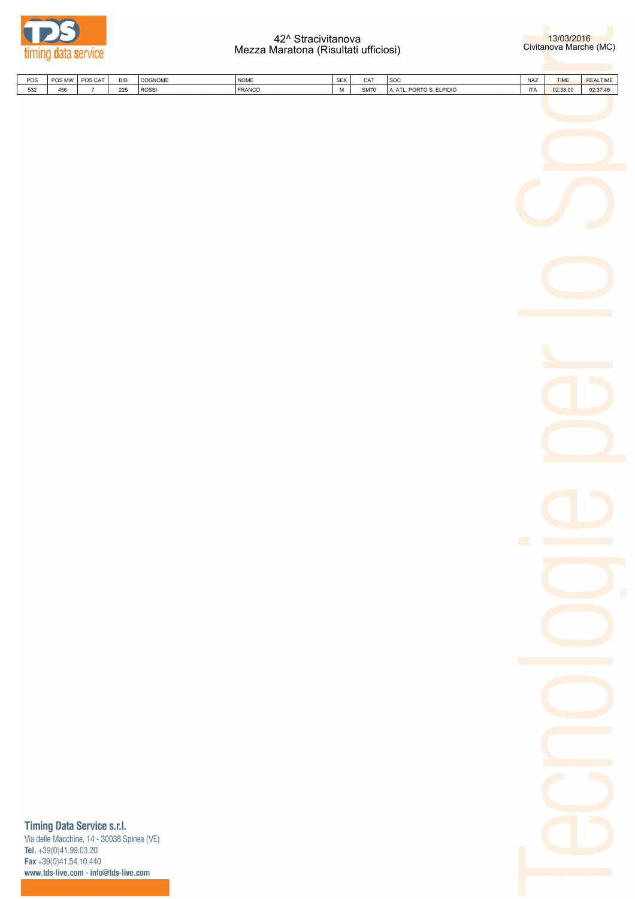| POS | POS MW | POS CAT | BIB | COGNOME | NOME | SEX | CAT | SOC | NAZ | TIME | REALTIME |
|---|---|---|---|---|---|---|---|---|---|---|---|
| 532 | 456 | 7 | 225 | ROSSI | FRANCO | M | SM70 | A. ATL. PORTO S. ELPIDIO | ITA | 02:38:00 | 02:37:46 |